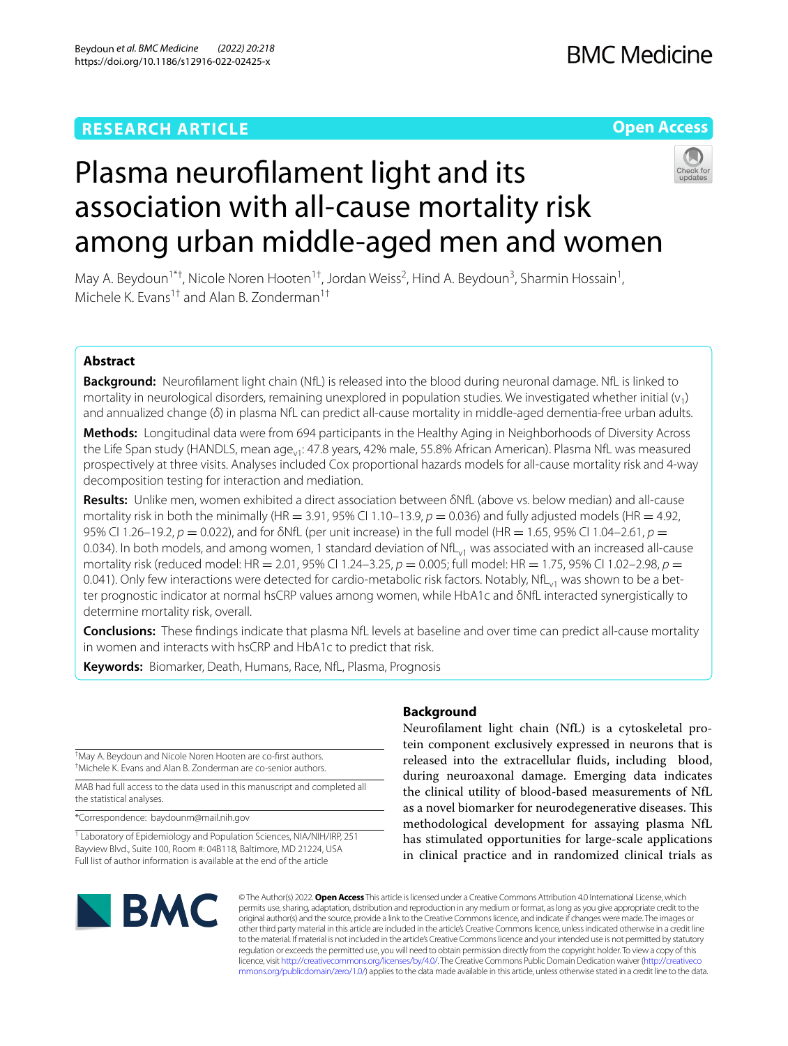RESEARCH ARTICLE

Open Access

# Plasma neurofilament light and its association with all-cause mortality risk among urban middle-aged men and women

May A. Beydoun[1*†], Nicole Noren Hooten[1†], Jordan Weiss[2], Hind A. Beydoun[3], Sharmin Hossain[1], Michele K. Evans[1†] and Alan B. Zonderman[1†]

## Abstract

**Background:** Neurofilament light chain (NfL) is released into the blood during neuronal damage. NfL is linked to mortality in neurological disorders, remaining unexplored in population studies. We investigated whether initial ($v_1$) and annualized change ($\delta$) in plasma NfL can predict all-cause mortality in middle-aged dementia-free urban adults.

**Methods:** Longitudinal data were from 694 participants in the Healthy Aging in Neighborhoods of Diversity Across the Life Span study (HANDLS, mean age$_{v1}$: 47.8 years, 42% male, 55.8% African American). Plasma NfL was measured prospectively at three visits. Analyses included Cox proportional hazards models for all-cause mortality risk and 4-way decomposition testing for interaction and mediation.

**Results:** Unlike men, women exhibited a direct association between δNfL (above vs. below median) and all-cause mortality risk in both the minimally (HR = 3.91, 95% CI 1.10–13.9, $p$ = 0.036) and fully adjusted models (HR = 4.92, 95% CI 1.26–19.2, $p$ = 0.022), and for δNfL (per unit increase) in the full model (HR = 1.65, 95% CI 1.04–2.61, $p$ = 0.034). In both models, and among women, 1 standard deviation of NfL$_{v1}$ was associated with an increased all-cause mortality risk (reduced model: HR = 2.01, 95% CI 1.24–3.25, $p$ = 0.005; full model: HR = 1.75, 95% CI 1.02–2.98, $p$ = 0.041). Only few interactions were detected for cardio-metabolic risk factors. Notably, NfL$_{v1}$ was shown to be a better prognostic indicator at normal hsCRP values among women, while HbA1c and δNfL interacted synergistically to determine mortality risk, overall.

**Conclusions:** These findings indicate that plasma NfL levels at baseline and over time can predict all-cause mortality in women and interacts with hsCRP and HbA1c to predict that risk.

**Keywords:** Biomarker, Death, Humans, Race, NfL, Plasma, Prognosis

†May A. Beydoun and Nicole Noren Hooten are co-first authors.
†Michele K. Evans and Alan B. Zonderman are co-senior authors.

MAB had full access to the data used in this manuscript and completed all the statistical analyses.

*Correspondence: baydounm@mail.nih.gov

[1] Laboratory of Epidemiology and Population Sciences, NIA/NIH/IRP, 251 Bayview Blvd., Suite 100, Room #: 04B118, Baltimore, MD 21224, USA
Full list of author information is available at the end of the article

## Background

Neurofilament light chain (NfL) is a cytoskeletal protein component exclusively expressed in neurons that is released into the extracellular fluids, including blood, during neuroaxonal damage. Emerging data indicates the clinical utility of blood-based measurements of NfL as a novel biomarker for neurodegenerative diseases. This methodological development for assaying plasma NfL has stimulated opportunities for large-scale applications in clinical practice and in randomized clinical trials as

© The Author(s) 2022. **Open Access** This article is licensed under a Creative Commons Attribution 4.0 International License, which permits use, sharing, adaptation, distribution and reproduction in any medium or format, as long as you give appropriate credit to the original author(s) and the source, provide a link to the Creative Commons licence, and indicate if changes were made. The images or other third party material in this article are included in the article's Creative Commons licence, unless indicated otherwise in a credit line to the material. If material is not included in the article's Creative Commons licence and your intended use is not permitted by statutory regulation or exceeds the permitted use, you will need to obtain permission directly from the copyright holder. To view a copy of this licence, visit http://creativecommons.org/licenses/by/4.0/. The Creative Commons Public Domain Dedication waiver (http://creativecommons.org/publicdomain/zero/1.0/) applies to the data made available in this article, unless otherwise stated in a credit line to the data.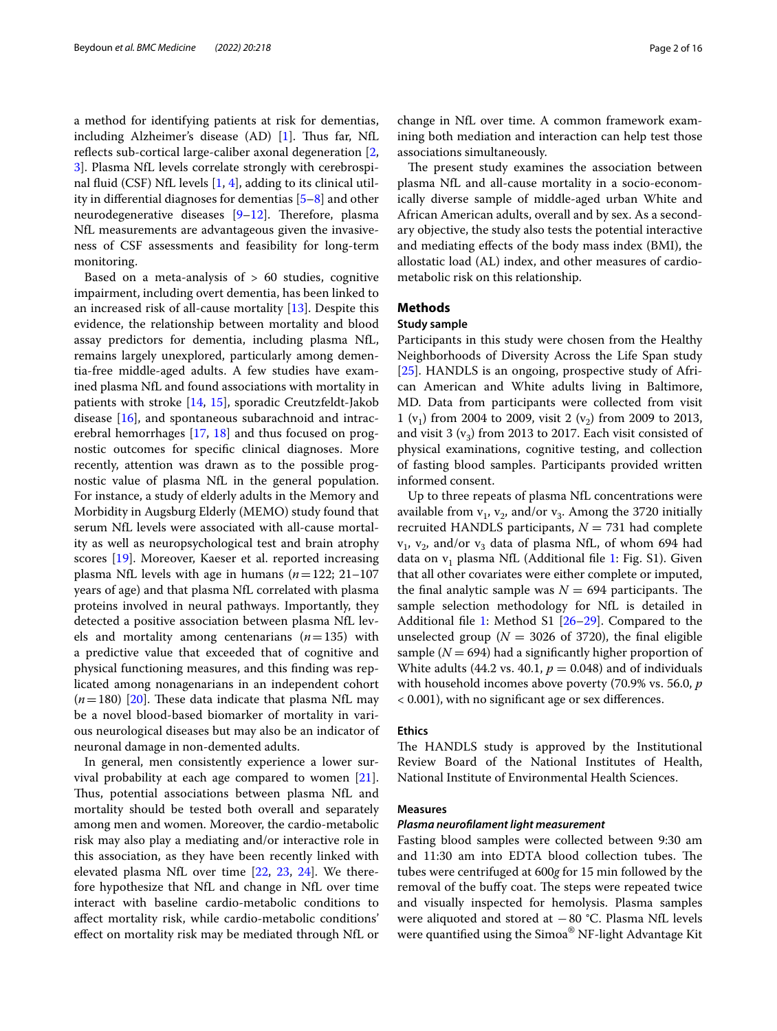a method for identifying patients at risk for dementias, including Alzheimer's disease (AD) [1]. Thus far, NfL reflects sub-cortical large-caliber axonal degeneration [2, 3]. Plasma NfL levels correlate strongly with cerebrospinal fluid (CSF) NfL levels [1, 4], adding to its clinical utility in differential diagnoses for dementias [5–8] and other neurodegenerative diseases [9–12]. Therefore, plasma NfL measurements are advantageous given the invasiveness of CSF assessments and feasibility for long-term monitoring.

Based on a meta-analysis of > 60 studies, cognitive impairment, including overt dementia, has been linked to an increased risk of all-cause mortality [13]. Despite this evidence, the relationship between mortality and blood assay predictors for dementia, including plasma NfL, remains largely unexplored, particularly among dementia-free middle-aged adults. A few studies have examined plasma NfL and found associations with mortality in patients with stroke [14, 15], sporadic Creutzfeldt-Jakob disease [16], and spontaneous subarachnoid and intracerebral hemorrhages [17, 18] and thus focused on prognostic outcomes for specific clinical diagnoses. More recently, attention was drawn as to the possible prognostic value of plasma NfL in the general population. For instance, a study of elderly adults in the Memory and Morbidity in Augsburg Elderly (MEMO) study found that serum NfL levels were associated with all-cause mortality as well as neuropsychological test and brain atrophy scores [19]. Moreover, Kaeser et al. reported increasing plasma NfL levels with age in humans ($n=122$; 21–107 years of age) and that plasma NfL correlated with plasma proteins involved in neural pathways. Importantly, they detected a positive association between plasma NfL levels and mortality among centenarians ($n=135$) with a predictive value that exceeded that of cognitive and physical functioning measures, and this finding was replicated among nonagenarians in an independent cohort ($n=180$) [20]. These data indicate that plasma NfL may be a novel blood-based biomarker of mortality in various neurological diseases but may also be an indicator of neuronal damage in non-demented adults.

In general, men consistently experience a lower survival probability at each age compared to women [21]. Thus, potential associations between plasma NfL and mortality should be tested both overall and separately among men and women. Moreover, the cardio-metabolic risk may also play a mediating and/or interactive role in this association, as they have been recently linked with elevated plasma NfL over time [22, 23, 24]. We therefore hypothesize that NfL and change in NfL over time interact with baseline cardio-metabolic conditions to affect mortality risk, while cardio-metabolic conditions' effect on mortality risk may be mediated through NfL or change in NfL over time. A common framework examining both mediation and interaction can help test those associations simultaneously.

The present study examines the association between plasma NfL and all-cause mortality in a socio-economically diverse sample of middle-aged urban White and African American adults, overall and by sex. As a secondary objective, the study also tests the potential interactive and mediating effects of the body mass index (BMI), the allostatic load (AL) index, and other measures of cardio-metabolic risk on this relationship.

## Methods

### Study sample

Participants in this study were chosen from the Healthy Neighborhoods of Diversity Across the Life Span study [25]. HANDLS is an ongoing, prospective study of African American and White adults living in Baltimore, MD. Data from participants were collected from visit 1 ($v_1$) from 2004 to 2009, visit 2 ($v_2$) from 2009 to 2013, and visit 3 ($v_3$) from 2013 to 2017. Each visit consisted of physical examinations, cognitive testing, and collection of fasting blood samples. Participants provided written informed consent.

Up to three repeats of plasma NfL concentrations were available from $v_1$, $v_2$, and/or $v_3$. Among the 3720 initially recruited HANDLS participants, $N = 731$ had complete $v_1$, $v_2$, and/or $v_3$ data of plasma NfL, of whom 694 had data on $v_1$ plasma NfL (Additional file 1: Fig. S1). Given that all other covariates were either complete or imputed, the final analytic sample was $N = 694$ participants. The sample selection methodology for NfL is detailed in Additional file 1: Method S1 [26–29]. Compared to the unselected group ($N = 3026$ of 3720), the final eligible sample ($N = 694$) had a significantly higher proportion of White adults (44.2 vs. 40.1, $p = 0.048$) and of individuals with household incomes above poverty (70.9% vs. 56.0, $p < 0.001$), with no significant age or sex differences.

### Ethics

The HANDLS study is approved by the Institutional Review Board of the National Institutes of Health, National Institute of Environmental Health Sciences.

### Measures

#### *Plasma neurofilament light measurement*

Fasting blood samples were collected between 9:30 am and 11:30 am into EDTA blood collection tubes. The tubes were centrifuged at 600*g* for 15 min followed by the removal of the buffy coat. The steps were repeated twice and visually inspected for hemolysis. Plasma samples were aliquoted and stored at −80 °C. Plasma NfL levels were quantified using the Simoa® NF-light Advantage Kit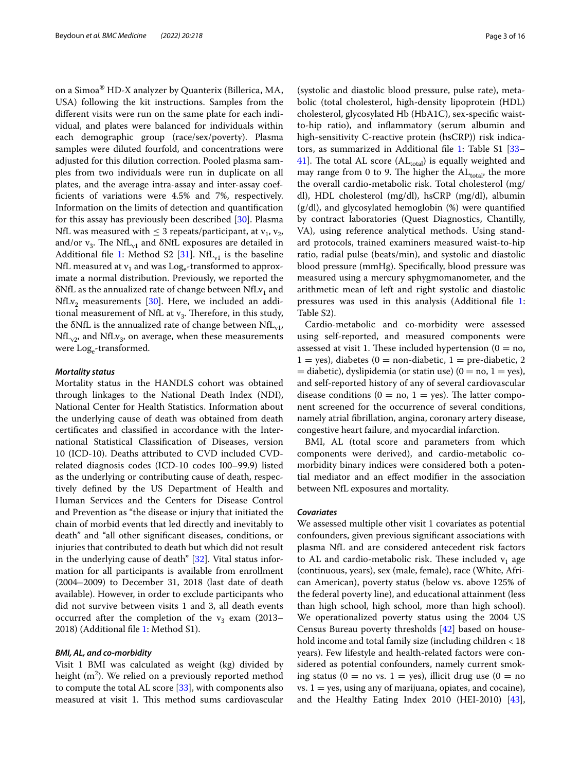on a Simoa® HD-X analyzer by Quanterix (Billerica, MA, USA) following the kit instructions. Samples from the different visits were run on the same plate for each individual, and plates were balanced for individuals within each demographic group (race/sex/poverty). Plasma samples were diluted fourfold, and concentrations were adjusted for this dilution correction. Pooled plasma samples from two individuals were run in duplicate on all plates, and the average intra-assay and inter-assay coefficients of variations were 4.5% and 7%, respectively. Information on the limits of detection and quantification for this assay has previously been described [30]. Plasma NfL was measured with ≤ 3 repeats/participant, at $v_1$, $v_2$, and/or $v_3$. The $NfL_{v1}$ and δNfL exposures are detailed in Additional file 1: Method S2 [31]. $NfL_{v1}$ is the baseline NfL measured at $v_1$ and was $Log_e$-transformed to approximate a normal distribution. Previously, we reported the δNfL as the annualized rate of change between $NfLv_1$ and $NfLv_2$ measurements [30]. Here, we included an additional measurement of NfL at $v_3$. Therefore, in this study, the δNfL is the annualized rate of change between $NfL_{v1}$, $NfL_{v2}$, and $NfLv_3$, on average, when these measurements were $Log_e$-transformed.

### *Mortality status*

Mortality status in the HANDLS cohort was obtained through linkages to the National Death Index (NDI), National Center for Health Statistics. Information about the underlying cause of death was obtained from death certificates and classified in accordance with the International Statistical Classification of Diseases, version 10 (ICD-10). Deaths attributed to CVD included CVD-related diagnosis codes (ICD-10 codes I00–99.9) listed as the underlying or contributing cause of death, respectively defined by the US Department of Health and Human Services and the Centers for Disease Control and Prevention as "the disease or injury that initiated the chain of morbid events that led directly and inevitably to death" and "all other significant diseases, conditions, or injuries that contributed to death but which did not result in the underlying cause of death" [32]. Vital status information for all participants is available from enrollment (2004–2009) to December 31, 2018 (last date of death available). However, in order to exclude participants who did not survive between visits 1 and 3, all death events occurred after the completion of the $v_3$ exam (2013–2018) (Additional file 1: Method S1).

### *BMI, AL, and co-morbidity*

Visit 1 BMI was calculated as weight (kg) divided by height ($m^2$). We relied on a previously reported method to compute the total AL score [33], with components also measured at visit 1. This method sums cardiovascular (systolic and diastolic blood pressure, pulse rate), metabolic (total cholesterol, high-density lipoprotein (HDL) cholesterol, glycosylated Hb (HbA1C), sex-specific waist-to-hip ratio), and inflammatory (serum albumin and high-sensitivity C-reactive protein (hsCRP)) risk indicators, as summarized in Additional file 1: Table S1 [33–41]. The total AL score ($AL_{total}$) is equally weighted and may range from 0 to 9. The higher the $AL_{total}$, the more the overall cardio-metabolic risk. Total cholesterol (mg/dl), HDL cholesterol (mg/dl), hsCRP (mg/dl), albumin (g/dl), and glycosylated hemoglobin (%) were quantified by contract laboratories (Quest Diagnostics, Chantilly, VA), using reference analytical methods. Using standard protocols, trained examiners measured waist-to-hip ratio, radial pulse (beats/min), and systolic and diastolic blood pressure (mmHg). Specifically, blood pressure was measured using a mercury sphygmomanometer, and the arithmetic mean of left and right systolic and diastolic pressures was used in this analysis (Additional file 1: Table S2).

Cardio-metabolic and co-morbidity were assessed using self-reported, and measured components were assessed at visit 1. These included hypertension (0 = no, 1 = yes), diabetes (0 = non-diabetic, 1 = pre-diabetic, 2 = diabetic), dyslipidemia (or statin use) (0 = no, 1 = yes), and self-reported history of any of several cardiovascular disease conditions (0 = no, 1 = yes). The latter component screened for the occurrence of several conditions, namely atrial fibrillation, angina, coronary artery disease, congestive heart failure, and myocardial infarction.

BMI, AL (total score and parameters from which components were derived), and cardio-metabolic co-morbidity binary indices were considered both a potential mediator and an effect modifier in the association between NfL exposures and mortality.

### *Covariates*

We assessed multiple other visit 1 covariates as potential confounders, given previous significant associations with plasma NfL and are considered antecedent risk factors to AL and cardio-metabolic risk. These included $v_1$ age (continuous, years), sex (male, female), race (White, African American), poverty status (below vs. above 125% of the federal poverty line), and educational attainment (less than high school, high school, more than high school). We operationalized poverty status using the 2004 US Census Bureau poverty thresholds [42] based on household income and total family size (including children < 18 years). Few lifestyle and health-related factors were considered as potential confounders, namely current smoking status (0 = no vs. 1 = yes), illicit drug use (0 = no vs. 1 = yes, using any of marijuana, opiates, and cocaine), and the Healthy Eating Index 2010 (HEI-2010) [43],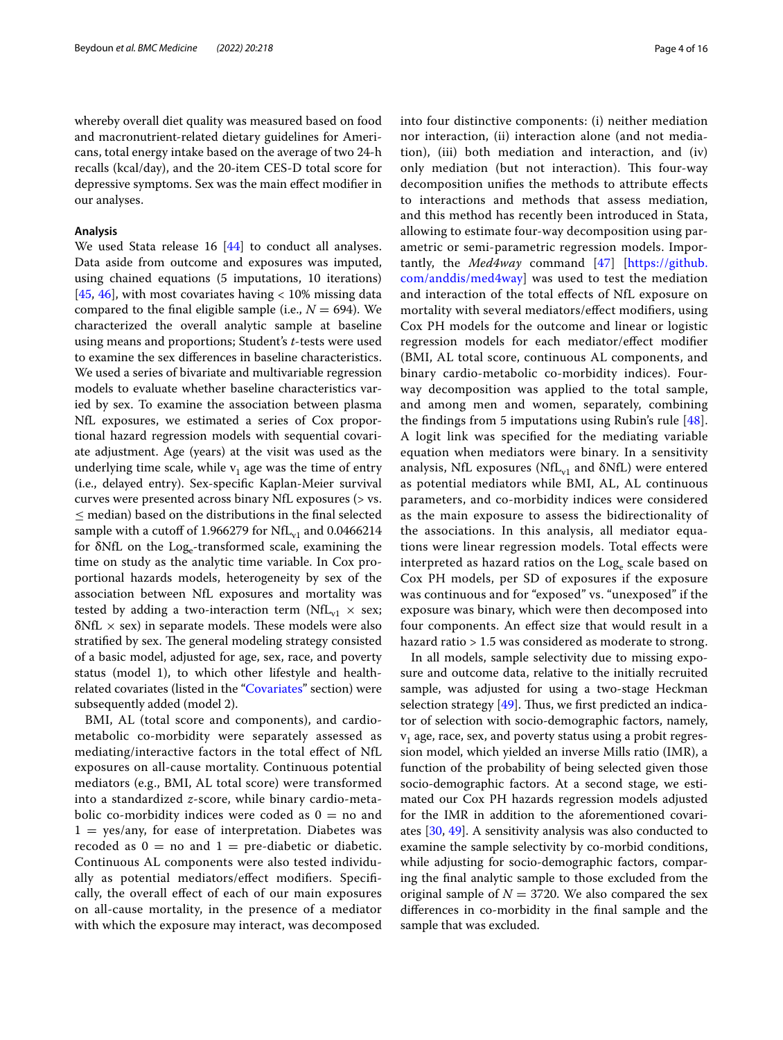whereby overall diet quality was measured based on food and macronutrient-related dietary guidelines for Americans, total energy intake based on the average of two 24-h recalls (kcal/day), and the 20-item CES-D total score for depressive symptoms. Sex was the main effect modifier in our analyses.

### Analysis

We used Stata release 16 [44] to conduct all analyses. Data aside from outcome and exposures was imputed, using chained equations (5 imputations, 10 iterations) [45, 46], with most covariates having < 10% missing data compared to the final eligible sample (i.e., $N = 694$). We characterized the overall analytic sample at baseline using means and proportions; Student's *t*-tests were used to examine the sex differences in baseline characteristics. We used a series of bivariate and multivariable regression models to evaluate whether baseline characteristics varied by sex. To examine the association between plasma NfL exposures, we estimated a series of Cox proportional hazard regression models with sequential covariate adjustment. Age (years) at the visit was used as the underlying time scale, while $v_1$ age was the time of entry (i.e., delayed entry). Sex-specific Kaplan-Meier survival curves were presented across binary NfL exposures (> vs. ≤ median) based on the distributions in the final selected sample with a cutoff of 1.966279 for $NfL_{v1}$ and 0.0466214 for δNfL on the $Log_e$-transformed scale, examining the time on study as the analytic time variable. In Cox proportional hazards models, heterogeneity by sex of the association between NfL exposures and mortality was tested by adding a two-interaction term ($NfL_{v1} \times$ sex; δNfL × sex) in separate models. These models were also stratified by sex. The general modeling strategy consisted of a basic model, adjusted for age, sex, race, and poverty status (model 1), to which other lifestyle and health-related covariates (listed in the "Covariates" section) were subsequently added (model 2).

BMI, AL (total score and components), and cardiometabolic co-morbidity were separately assessed as mediating/interactive factors in the total effect of NfL exposures on all-cause mortality. Continuous potential mediators (e.g., BMI, AL total score) were transformed into a standardized *z*-score, while binary cardio-metabolic co-morbidity indices were coded as 0 = no and 1 = yes/any, for ease of interpretation. Diabetes was recoded as 0 = no and 1 = pre-diabetic or diabetic. Continuous AL components were also tested individually as potential mediators/effect modifiers. Specifically, the overall effect of each of our main exposures on all-cause mortality, in the presence of a mediator with which the exposure may interact, was decomposed into four distinctive components: (i) neither mediation nor interaction, (ii) interaction alone (and not mediation), (iii) both mediation and interaction, and (iv) only mediation (but not interaction). This four-way decomposition unifies the methods to attribute effects to interactions and methods that assess mediation, and this method has recently been introduced in Stata, allowing to estimate four-way decomposition using parametric or semi-parametric regression models. Importantly, the *Med4way* command [47] [https://github.com/anddis/med4way] was used to test the mediation and interaction of the total effects of NfL exposure on mortality with several mediators/effect modifiers, using Cox PH models for the outcome and linear or logistic regression models for each mediator/effect modifier (BMI, AL total score, continuous AL components, and binary cardio-metabolic co-morbidity indices). Four-way decomposition was applied to the total sample, and among men and women, separately, combining the findings from 5 imputations using Rubin's rule [48]. A logit link was specified for the mediating variable equation when mediators were binary. In a sensitivity analysis, NfL exposures ($NfL_{v1}$ and δNfL) were entered as potential mediators while BMI, AL, AL continuous parameters, and co-morbidity indices were considered as the main exposure to assess the bidirectionality of the associations. In this analysis, all mediator equations were linear regression models. Total effects were interpreted as hazard ratios on the $Log_e$ scale based on Cox PH models, per SD of exposures if the exposure was continuous and for "exposed" vs. "unexposed" if the exposure was binary, which were then decomposed into four components. An effect size that would result in a hazard ratio > 1.5 was considered as moderate to strong.

In all models, sample selectivity due to missing exposure and outcome data, relative to the initially recruited sample, was adjusted for using a two-stage Heckman selection strategy [49]. Thus, we first predicted an indicator of selection with socio-demographic factors, namely, $v_1$ age, race, sex, and poverty status using a probit regression model, which yielded an inverse Mills ratio (IMR), a function of the probability of being selected given those socio-demographic factors. At a second stage, we estimated our Cox PH hazards regression models adjusted for the IMR in addition to the aforementioned covariates [30, 49]. A sensitivity analysis was also conducted to examine the sample selectivity by co-morbid conditions, while adjusting for socio-demographic factors, comparing the final analytic sample to those excluded from the original sample of $N = 3720$. We also compared the sex differences in co-morbidity in the final sample and the sample that was excluded.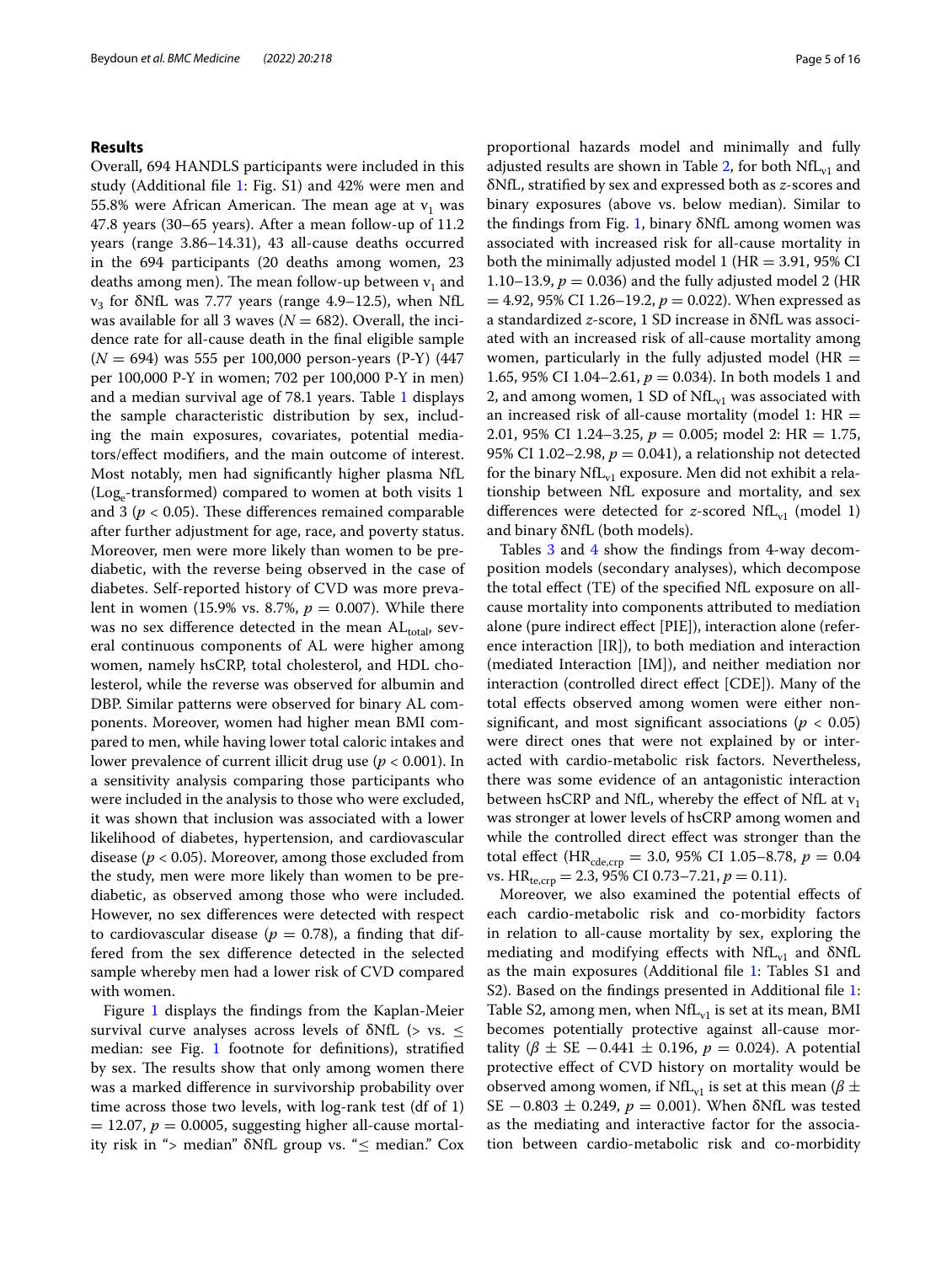## Results

Overall, 694 HANDLS participants were included in this study (Additional file 1: Fig. S1) and 42% were men and 55.8% were African American. The mean age at $v_1$ was 47.8 years (30–65 years). After a mean follow-up of 11.2 years (range 3.86–14.31), 43 all-cause deaths occurred in the 694 participants (20 deaths among women, 23 deaths among men). The mean follow-up between $v_1$ and $v_3$ for δNfL was 7.77 years (range 4.9–12.5), when NfL was available for all 3 waves ($N = 682$). Overall, the incidence rate for all-cause death in the final eligible sample ($N = 694$) was 555 per 100,000 person-years (P-Y) (447 per 100,000 P-Y in women; 702 per 100,000 P-Y in men) and a median survival age of 78.1 years. Table 1 displays the sample characteristic distribution by sex, including the main exposures, covariates, potential mediators/effect modifiers, and the main outcome of interest. Most notably, men had significantly higher plasma NfL ($Log_e$-transformed) compared to women at both visits 1 and 3 ($p < 0.05$). These differences remained comparable after further adjustment for age, race, and poverty status. Moreover, men were more likely than women to be prediabetic, with the reverse being observed in the case of diabetes. Self-reported history of CVD was more prevalent in women (15.9% vs. 8.7%, $p = 0.007$). While there was no sex difference detected in the mean $AL_{total}$, several continuous components of AL were higher among women, namely hsCRP, total cholesterol, and HDL cholesterol, while the reverse was observed for albumin and DBP. Similar patterns were observed for binary AL components. Moreover, women had higher mean BMI compared to men, while having lower total caloric intakes and lower prevalence of current illicit drug use ($p < 0.001$). In a sensitivity analysis comparing those participants who were included in the analysis to those who were excluded, it was shown that inclusion was associated with a lower likelihood of diabetes, hypertension, and cardiovascular disease ($p < 0.05$). Moreover, among those excluded from the study, men were more likely than women to be prediabetic, as observed among those who were included. However, no sex differences were detected with respect to cardiovascular disease ($p = 0.78$), a finding that differed from the sex difference detected in the selected sample whereby men had a lower risk of CVD compared with women.

Figure 1 displays the findings from the Kaplan-Meier survival curve analyses across levels of δNfL (> vs. ≤ median: see Fig. 1 footnote for definitions), stratified by sex. The results show that only among women there was a marked difference in survivorship probability over time across those two levels, with log-rank test (df of 1) $= 12.07$, $p = 0.0005$, suggesting higher all-cause mortality risk in "> median" δNfL group vs. "≤ median." Cox proportional hazards model and minimally and fully adjusted results are shown in Table 2, for both $NfL_{v1}$ and δNfL, stratified by sex and expressed both as *z*-scores and binary exposures (above vs. below median). Similar to the findings from Fig. 1, binary δNfL among women was associated with increased risk for all-cause mortality in both the minimally adjusted model 1 (HR = 3.91, 95% CI 1.10–13.9, $p = 0.036$) and the fully adjusted model 2 (HR = 4.92, 95% CI 1.26–19.2, $p = 0.022$). When expressed as a standardized *z*-score, 1 SD increase in δNfL was associated with an increased risk of all-cause mortality among women, particularly in the fully adjusted model (HR = 1.65, 95% CI 1.04–2.61, $p = 0.034$). In both models 1 and 2, and among women, 1 SD of $NfL_{v1}$ was associated with an increased risk of all-cause mortality (model 1: HR = 2.01, 95% CI 1.24–3.25, $p = 0.005$; model 2: HR = 1.75, 95% CI 1.02–2.98, $p = 0.041$), a relationship not detected for the binary $NfL_{v1}$ exposure. Men did not exhibit a relationship between NfL exposure and mortality, and sex differences were detected for *z*-scored $NfL_{v1}$ (model 1) and binary δNfL (both models).

Tables 3 and 4 show the findings from 4-way decomposition models (secondary analyses), which decompose the total effect (TE) of the specified NfL exposure on all-cause mortality into components attributed to mediation alone (pure indirect effect [PIE]), interaction alone (reference interaction [IR]), to both mediation and interaction (mediated Interaction [IM]), and neither mediation nor interaction (controlled direct effect [CDE]). Many of the total effects observed among women were either non-significant, and most significant associations ($p < 0.05$) were direct ones that were not explained by or interacted with cardio-metabolic risk factors. Nevertheless, there was some evidence of an antagonistic interaction between hsCRP and NfL, whereby the effect of NfL at $v_1$ was stronger at lower levels of hsCRP among women and while the controlled direct effect was stronger than the total effect ($HR_{cde,crp} = 3.0$, 95% CI 1.05–8.78, $p = 0.04$ vs. $HR_{te,crp} = 2.3$, 95% CI 0.73–7.21, $p = 0.11$).

Moreover, we also examined the potential effects of each cardio-metabolic risk and co-morbidity factors in relation to all-cause mortality by sex, exploring the mediating and modifying effects with $NfL_{v1}$ and δNfL as the main exposures (Additional file 1: Tables S1 and S2). Based on the findings presented in Additional file 1: Table S2, among men, when $NfL_{v1}$ is set at its mean, BMI becomes potentially protective against all-cause mortality ($\beta \pm$ SE $-0.441 \pm 0.196$, $p = 0.024$). A potential protective effect of CVD history on mortality would be observed among women, if $NfL_{v1}$ is set at this mean ($\beta \pm$ SE $-0.803 \pm 0.249$, $p = 0.001$). When δNfL was tested as the mediating and interactive factor for the association between cardio-metabolic risk and co-morbidity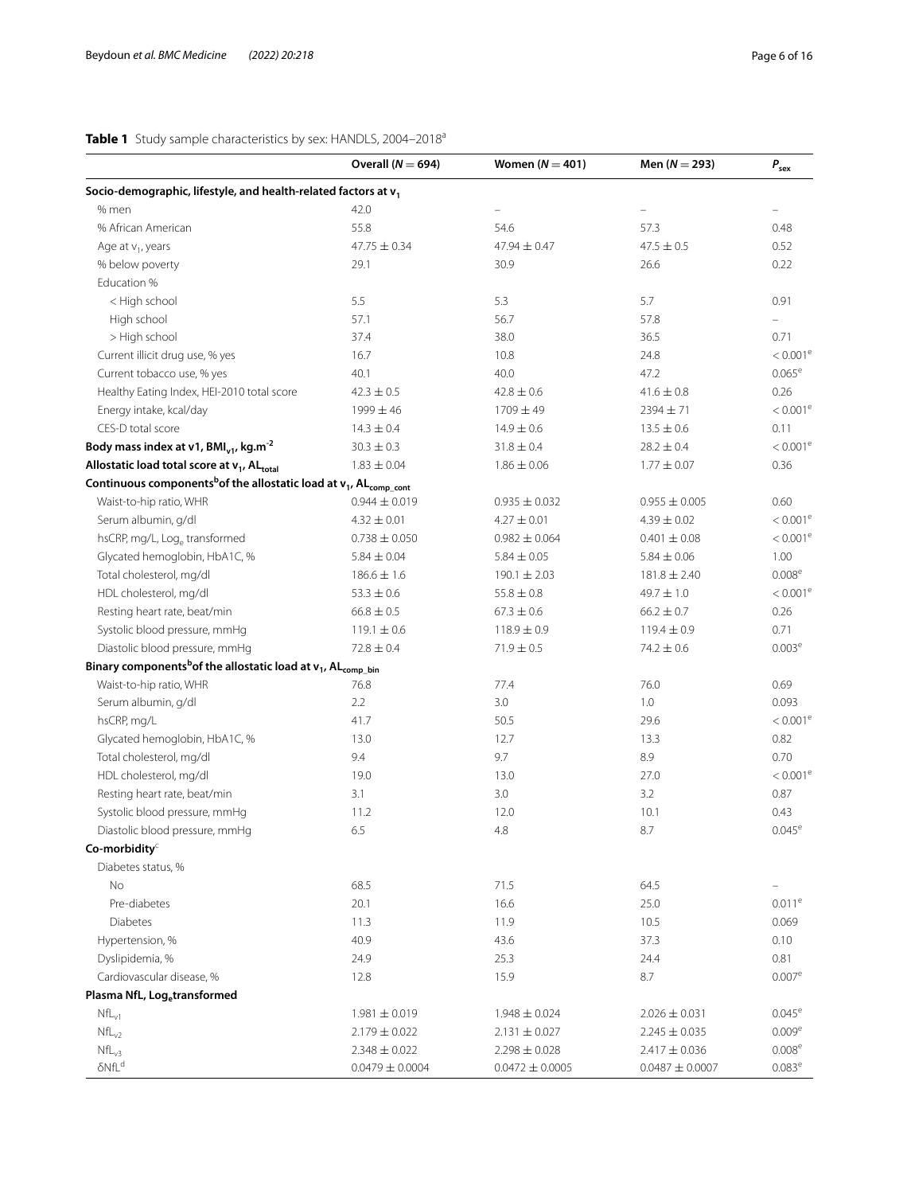**Table 1** Study sample characteristics by sex: HANDLS, 2004–2018[a]

| | Overall ($N = 694$) | Women ($N = 401$) | Men ($N = 293$) | $P_{sex}$ |
|---|---|---|---|---|
| **Socio-demographic, lifestyle, and health-related factors at $v_1$** | | | | |
| % men | 42.0 | – | – | – |
| % African American | 55.8 | 54.6 | 57.3 | 0.48 |
| Age at $v_1$, years | 47.75 ± 0.34 | 47.94 ± 0.47 | 47.5 ± 0.5 | 0.52 |
| % below poverty | 29.1 | 30.9 | 26.6 | 0.22 |
| Education % | | | | |
| < High school | 5.5 | 5.3 | 5.7 | 0.91 |
| High school | 57.1 | 56.7 | 57.8 | – |
| > High school | 37.4 | 38.0 | 36.5 | 0.71 |
| Current illicit drug use, % yes | 16.7 | 10.8 | 24.8 | < 0.001[e] |
| Current tobacco use, % yes | 40.1 | 40.0 | 47.2 | 0.065[e] |
| Healthy Eating Index, HEI-2010 total score | 42.3 ± 0.5 | 42.8 ± 0.6 | 41.6 ± 0.8 | 0.26 |
| Energy intake, kcal/day | 1999 ± 46 | 1709 ± 49 | 2394 ± 71 | < 0.001[e] |
| CES-D total score | 14.3 ± 0.4 | 14.9 ± 0.6 | 13.5 ± 0.6 | 0.11 |
| **Body mass index at v1, $BMI_{v1}$, $kg.m^{-2}$** | 30.3 ± 0.3 | 31.8 ± 0.4 | 28.2 ± 0.4 | < 0.001[e] |
| **Allostatic load total score at $v_1$, $AL_{total}$** | 1.83 ± 0.04 | 1.86 ± 0.06 | 1.77 ± 0.07 | 0.36 |
| **Continuous components[b] of the allostatic load at $v_1$, $AL_{comp\_cont}$** | | | | |
| Waist-to-hip ratio, WHR | 0.944 ± 0.019 | 0.935 ± 0.032 | 0.955 ± 0.005 | 0.60 |
| Serum albumin, g/dl | 4.32 ± 0.01 | 4.27 ± 0.01 | 4.39 ± 0.02 | < 0.001[e] |
| hsCRP, mg/L, $Log_e$ transformed | 0.738 ± 0.050 | 0.982 ± 0.064 | 0.401 ± 0.08 | < 0.001[e] |
| Glycated hemoglobin, HbA1C, % | 5.84 ± 0.04 | 5.84 ± 0.05 | 5.84 ± 0.06 | 1.00 |
| Total cholesterol, mg/dl | 186.6 ± 1.6 | 190.1 ± 2.03 | 181.8 ± 2.40 | 0.008[e] |
| HDL cholesterol, mg/dl | 53.3 ± 0.6 | 55.8 ± 0.8 | 49.7 ± 1.0 | < 0.001[e] |
| Resting heart rate, beat/min | 66.8 ± 0.5 | 67.3 ± 0.6 | 66.2 ± 0.7 | 0.26 |
| Systolic blood pressure, mmHg | 119.1 ± 0.6 | 118.9 ± 0.9 | 119.4 ± 0.9 | 0.71 |
| Diastolic blood pressure, mmHg | 72.8 ± 0.4 | 71.9 ± 0.5 | 74.2 ± 0.6 | 0.003[e] |
| **Binary components[b] of the allostatic load at $v_1$, $AL_{comp\_bin}$** | | | | |
| Waist-to-hip ratio, WHR | 76.8 | 77.4 | 76.0 | 0.69 |
| Serum albumin, g/dl | 2.2 | 3.0 | 1.0 | 0.093 |
| hsCRP, mg/L | 41.7 | 50.5 | 29.6 | < 0.001[e] |
| Glycated hemoglobin, HbA1C, % | 13.0 | 12.7 | 13.3 | 0.82 |
| Total cholesterol, mg/dl | 9.4 | 9.7 | 8.9 | 0.70 |
| HDL cholesterol, mg/dl | 19.0 | 13.0 | 27.0 | < 0.001[e] |
| Resting heart rate, beat/min | 3.1 | 3.0 | 3.2 | 0.87 |
| Systolic blood pressure, mmHg | 11.2 | 12.0 | 10.1 | 0.43 |
| Diastolic blood pressure, mmHg | 6.5 | 4.8 | 8.7 | 0.045[e] |
| **Co-morbidity[c]** | | | | |
| Diabetes status, % | | | | |
| No | 68.5 | 71.5 | 64.5 | – |
| Pre-diabetes | 20.1 | 16.6 | 25.0 | 0.011[e] |
| Diabetes | 11.3 | 11.9 | 10.5 | 0.069 |
| Hypertension, % | 40.9 | 43.6 | 37.3 | 0.10 |
| Dyslipidemia, % | 24.9 | 25.3 | 24.4 | 0.81 |
| Cardiovascular disease, % | 12.8 | 15.9 | 8.7 | 0.007[e] |
| **Plasma NfL, $Log_e$ transformed** | | | | |
| $NfL_{v1}$ | 1.981 ± 0.019 | 1.948 ± 0.024 | 2.026 ± 0.031 | 0.045[e] |
| $NfL_{v2}$ | 2.179 ± 0.022 | 2.131 ± 0.027 | 2.245 ± 0.035 | 0.009[e] |
| $NfL_{v3}$ | 2.348 ± 0.022 | 2.298 ± 0.028 | 2.417 ± 0.036 | 0.008[e] |
| δNfL[d] | 0.0479 ± 0.0004 | 0.0472 ± 0.0005 | 0.0487 ± 0.0007 | 0.083[e] |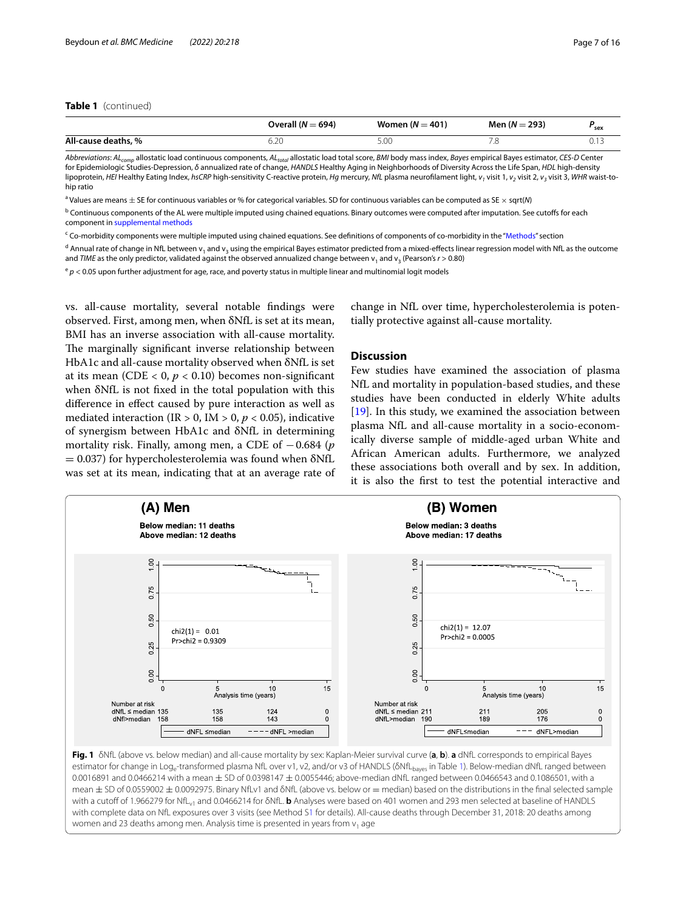**Table 1** (continued)

| | Overall ($N = 694$) | Women ($N = 401$) | Men ($N = 293$) | $P_{sex}$ |
|---|---|---|---|---|
| **All-cause deaths, %** | 6.20 | 5.00 | 7.8 | 0.13 |

*Abbreviations*: $AL_{comp}$ allostatic load continuous components, $AL_{total}$ allostatic load total score, *BMI* body mass index, *Bayes* empirical Bayes estimator, *CES-D* Center for Epidemiologic Studies-Depression, *δ* annualized rate of change, *HANDLS* Healthy Aging in Neighborhoods of Diversity Across the Life Span, *HDL* high-density lipoprotein, *HEI* Healthy Eating Index, *hsCRP* high-sensitivity C-reactive protein, *Hg* mercury, *NfL* plasma neurofilament light, $v_1$ visit 1, $v_2$ visit 2, $v_3$ visit 3, *WHR* waist-to-hip ratio

[a] Values are means ± SE for continuous variables or % for categorical variables. SD for continuous variables can be computed as SE × sqrt(*N*)

[b] Continuous components of the AL were multiple imputed using chained equations. Binary outcomes were computed after imputation. See cutoffs for each component in supplemental methods

[c] Co-morbidity components were multiple imputed using chained equations. See definitions of components of co-morbidity in the "Methods" section

[d] Annual rate of change in NfL between $v_1$ and $v_3$ using the empirical Bayes estimator predicted from a mixed-effects linear regression model with NfL as the outcome and *TIME* as the only predictor, validated against the observed annualized change between $v_1$ and $v_3$ (Pearson's $r > 0.80$)

[e] $p < 0.05$ upon further adjustment for age, race, and poverty status in multiple linear and multinomial logit models

vs. all-cause mortality, several notable findings were observed. First, among men, when δNfL is set at its mean, BMI has an inverse association with all-cause mortality. The marginally significant inverse relationship between HbA1c and all-cause mortality observed when δNfL is set at its mean (CDE < 0, $p < 0.10$) becomes non-significant when δNfL is not fixed in the total population with this difference in effect caused by pure interaction as well as mediated interaction (IR > 0, IM > 0, $p < 0.05$), indicative of synergism between HbA1c and δNfL in determining mortality risk. Finally, among men, a CDE of −0.684 ($p = 0.037$) for hypercholesterolemia was found when δNfL was set at its mean, indicating that at an average rate of change in NfL over time, hypercholesterolemia is potentially protective against all-cause mortality.

## Discussion

Few studies have examined the association of plasma NfL and mortality in population-based studies, and these studies have been conducted in elderly White adults [19]. In this study, we examined the association between plasma NfL and all-cause mortality in a socio-economically diverse sample of middle-aged urban White and African American adults. Furthermore, we analyzed these associations both overall and by sex. In addition, it is also the first to test the potential interactive and

**Fig. 1** δNfL (above vs. below median) and all-cause mortality by sex: Kaplan-Meier survival curve (**a**, **b**). **a** dNfL corresponds to empirical Bayes estimator for change in $Log_e$-transformed plasma NfL over v1, v2, and/or v3 of HANDLS ($δNfL_{bayes}$ in Table 1). Below-median dNfL ranged between 0.0016891 and 0.0466214 with a mean ± SD of 0.0398147 ± 0.0055446; above-median dNfL ranged between 0.0466543 and 0.1086501, with a mean ± SD of 0.0559002 ± 0.0092975. Binary $NfLv_1$ and δNfL (above vs. below or = median) based on the distributions in the final selected sample with a cutoff of 1.966279 for $NfL_{v1}$ and 0.0466214 for δNfL. **b** Analyses were based on 401 women and 293 men selected at baseline of HANDLS with complete data on NfL exposures over 3 visits (see Method S1 for details). All-cause deaths through December 31, 2018: 20 deaths among women and 23 deaths among men. Analysis time is presented in years from $v_1$ age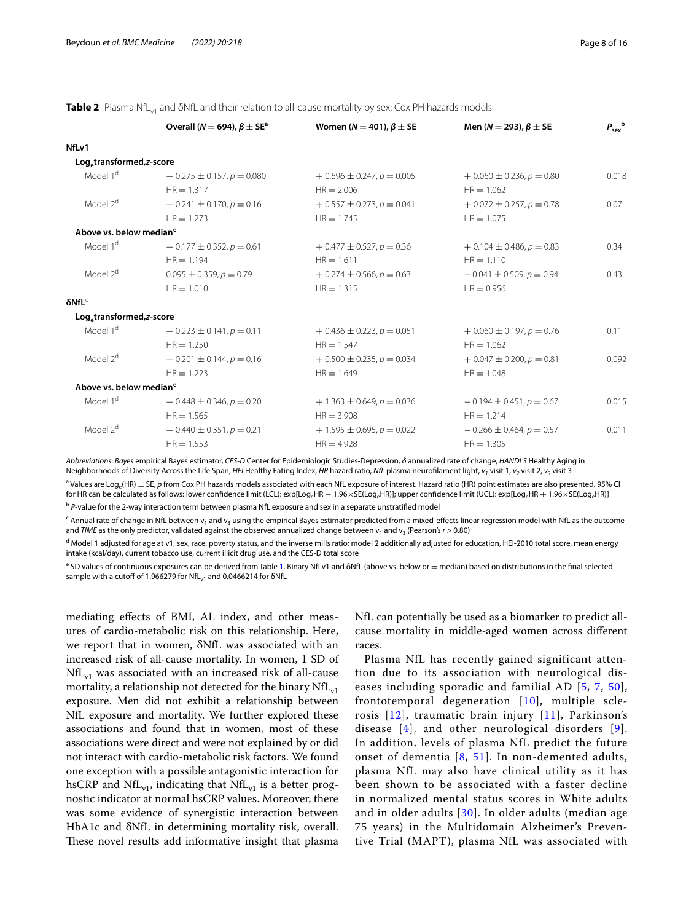**Table 2** Plasma $NfL_{v1}$ and δNfL and their relation to all-cause mortality by sex: Cox PH hazards models

| | Overall ($N = 694$), $\beta \pm SE$[a] | Women ($N = 401$), $\beta \pm SE$ | Men ($N = 293$), $\beta \pm SE$ | $P_{sex}$[b] |
|---|---|---|---|---|
| **NfLv1** | | | | |
| **$Log_e$transformed,*z*-score** | | | | |
| Model 1[d] | $+0.275 \pm 0.157$, $p = 0.080$ | $+0.696 \pm 0.247$, $p = 0.005$ | $+0.060 \pm 0.236$, $p = 0.80$ | 0.018 |
| | HR = 1.317 | HR = 2.006 | HR = 1.062 | |
| Model 2[d] | $+0.241 \pm 0.170$, $p = 0.16$ | $+0.557 \pm 0.273$, $p = 0.041$ | $+0.072 \pm 0.257$, $p = 0.78$ | 0.07 |
| | HR = 1.273 | HR = 1.745 | HR = 1.075 | |
| **Above vs. below median[e]** | | | | |
| Model 1[d] | $+0.177 \pm 0.352$, $p = 0.61$ | $+0.477 \pm 0.527$, $p = 0.36$ | $+0.104 \pm 0.486$, $p = 0.83$ | 0.34 |
| | HR = 1.194 | HR = 1.611 | HR = 1.110 | |
| Model 2[d] | $0.095 \pm 0.359$, $p = 0.79$ | $+0.274 \pm 0.566$, $p = 0.63$ | $-0.041 \pm 0.509$, $p = 0.94$ | 0.43 |
| | HR = 1.010 | HR = 1.315 | HR = 0.956 | |
| **δNfL[c]** | | | | |
| **$Log_e$transformed,*z*-score** | | | | |
| Model 1[d] | $+0.223 \pm 0.141$, $p = 0.11$ | $+0.436 \pm 0.223$, $p = 0.051$ | $+0.060 \pm 0.197$, $p = 0.76$ | 0.11 |
| | HR = 1.250 | HR = 1.547 | HR = 1.062 | |
| Model 2[d] | $+0.201 \pm 0.144$, $p = 0.16$ | $+0.500 \pm 0.235$, $p = 0.034$ | $+0.047 \pm 0.200$, $p = 0.81$ | 0.092 |
| | HR = 1.223 | HR = 1.649 | HR = 1.048 | |
| **Above vs. below median[e]** | | | | |
| Model 1[d] | $+0.448 \pm 0.346$, $p = 0.20$ | $+1.363 \pm 0.649$, $p = 0.036$ | $-0.194 \pm 0.451$, $p = 0.67$ | 0.015 |
| | HR = 1.565 | HR = 3.908 | HR = 1.214 | |
| Model 2[d] | $+0.440 \pm 0.351$, $p = 0.21$ | $+1.595 \pm 0.695$, $p = 0.022$ | $-0.266 \pm 0.464$, $p = 0.57$ | 0.011 |
| | HR = 1.553 | HR = 4.928 | HR = 1.305 | |

*Abbreviations*: *Bayes* empirical Bayes estimator, *CES-D* Center for Epidemiologic Studies-Depression, *δ* annualized rate of change, *HANDLS* Healthy Aging in Neighborhoods of Diversity Across the Life Span, *HEI* Healthy Eating Index, *HR* hazard ratio, *NfL* plasma neurofilament light, $v_1$ visit 1, $v_2$ visit 2, $v_3$ visit 3

[a] Values are $Log_e(HR) \pm SE$, *p* from Cox PH hazards models associated with each NfL exposure of interest. Hazard ratio (HR) point estimates are also presented. 95% CI for HR can be calculated as follows: lower confidence limit (LCL): $\exp[Log_eHR - 1.96 \times SE(Log_eHR)]$; upper confidence limit (UCL): $\exp[Log_eHR + 1.96 \times SE(Log_eHR)]$

[b] *P*-value for the 2-way interaction term between plasma NfL exposure and sex in a separate unstratified model

[c] Annual rate of change in NfL between $v_1$ and $v_3$ using the empirical Bayes estimator predicted from a mixed-effects linear regression model with NfL as the outcome and *TIME* as the only predictor, validated against the observed annualized change between $v_1$ and $v_3$ (Pearson's $r > 0.80$)

[d] Model 1 adjusted for age at v1, sex, race, poverty status, and the inverse mills ratio; model 2 additionally adjusted for education, HEI-2010 total score, mean energy intake (kcal/day), current tobacco use, current illicit drug use, and the CES-D total score

[e] SD values of continuous exposures can be derived from Table 1. Binary NfLv1 and δNfL (above vs. below or = median) based on distributions in the final selected sample with a cutoff of 1.966279 for $NfL_{v1}$ and 0.0466214 for δNfL

mediating effects of BMI, AL index, and other measures of cardio-metabolic risk on this relationship. Here, we report that in women, δNfL was associated with an increased risk of all-cause mortality. In women, 1 SD of $NfL_{v1}$ was associated with an increased risk of all-cause mortality, a relationship not detected for the binary $NfL_{v1}$ exposure. Men did not exhibit a relationship between NfL exposure and mortality. We further explored these associations and found that in women, most of these associations were direct and were not explained by or did not interact with cardio-metabolic risk factors. We found one exception with a possible antagonistic interaction for hsCRP and $NfL_{v1}$, indicating that $NfL_{v1}$ is a better prognostic indicator at normal hsCRP values. Moreover, there was some evidence of synergistic interaction between HbA1c and δNfL in determining mortality risk, overall. These novel results add informative insight that plasma NfL can potentially be used as a biomarker to predict all-cause mortality in middle-aged women across different races.

Plasma NfL has recently gained significant attention due to its association with neurological diseases including sporadic and familial AD [5, 7, 50], frontotemporal degeneration [10], multiple sclerosis [12], traumatic brain injury [11], Parkinson's disease [4], and other neurological disorders [9]. In addition, levels of plasma NfL predict the future onset of dementia [8, 51]. In non-demented adults, plasma NfL may also have clinical utility as it has been shown to be associated with a faster decline in normalized mental status scores in White adults and in older adults [30]. In older adults (median age 75 years) in the Multidomain Alzheimer's Preventive Trial (MAPT), plasma NfL was associated with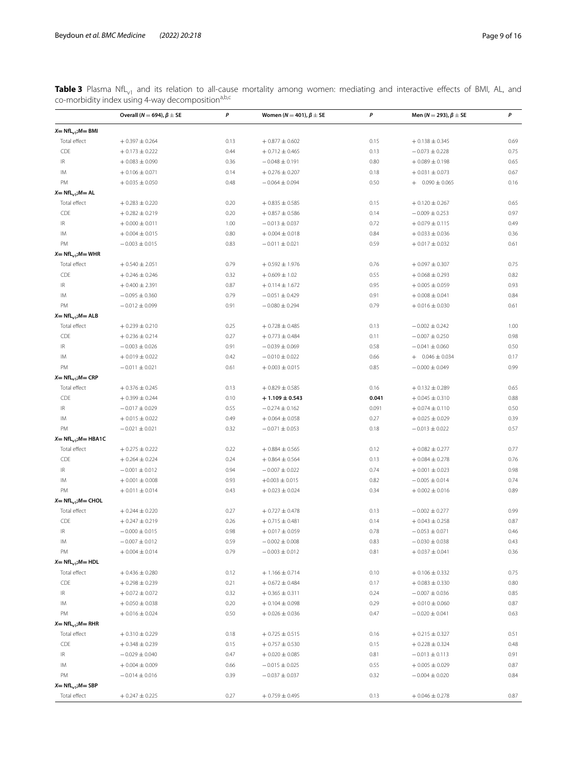**Table 3** Plasma $NfL_{v1}$ and its relation to all-cause mortality among women: mediating and interactive effects of BMI, AL, and co-morbidity index using 4-way decomposition[a,b,c]

| | Overall ($N = 694$), $\beta \pm SE$ | $P$ | Women ($N = 401$), $\beta \pm SE$ | $P$ | Men ($N = 293$), $\beta \pm SE$ | $P$ |
|---|---|---|---|---|---|---|
| **$X = NfL_{v1}$;$M =$ BMI** | | | | | | |
| Total effect | $+0.397 \pm 0.264$ | 0.13 | $+0.877 \pm 0.602$ | 0.15 | $+0.138 \pm 0.345$ | 0.69 |
| CDE | $+0.173 \pm 0.222$ | 0.44 | $+0.712 \pm 0.465$ | 0.13 | $-0.073 \pm 0.228$ | 0.75 |
| IR | $+0.083 \pm 0.090$ | 0.36 | $-0.048 \pm 0.191$ | 0.80 | $+0.089 \pm 0.198$ | 0.65 |
| IM | $+0.106 \pm 0.071$ | 0.14 | $+0.276 \pm 0.207$ | 0.18 | $+0.031 \pm 0.073$ | 0.67 |
| PM | $+0.035 \pm 0.050$ | 0.48 | $-0.064 \pm 0.094$ | 0.50 | $+0.090 \pm 0.065$ | 0.16 |
| **$X = NfL_{v1}$;$M =$ AL** | | | | | | |
| Total effect | $+0.283 \pm 0.220$ | 0.20 | $+0.835 \pm 0.585$ | 0.15 | $+0.120 \pm 0.267$ | 0.65 |
| CDE | $+0.282 \pm 0.219$ | 0.20 | $+0.857 \pm 0.586$ | 0.14 | $-0.009 \pm 0.253$ | 0.97 |
| IR | $+0.000 \pm 0.011$ | 1.00 | $-0.013 \pm 0.037$ | 0.72 | $+0.079 \pm 0.115$ | 0.49 |
| IM | $+0.004 \pm 0.015$ | 0.80 | $+0.004 \pm 0.018$ | 0.84 | $+0.033 \pm 0.036$ | 0.36 |
| PM | $-0.003 \pm 0.015$ | 0.83 | $-0.011 \pm 0.021$ | 0.59 | $+0.017 \pm 0.032$ | 0.61 |
| **$X = NfL_{v1}$;$M =$ WHR** | | | | | | |
| Total effect | $+0.540 \pm 2.051$ | 0.79 | $+0.592 \pm 1.976$ | 0.76 | $+0.097 \pm 0.307$ | 0.75 |
| CDE | $+0.246 \pm 0.246$ | 0.32 | $+0.609 \pm 1.02$ | 0.55 | $+0.068 \pm 0.293$ | 0.82 |
| IR | $+0.400 \pm 2.391$ | 0.87 | $+0.114 \pm 1.672$ | 0.95 | $+0.005 \pm 0.059$ | 0.93 |
| IM | $-0.095 \pm 0.360$ | 0.79 | $-0.051 \pm 0.429$ | 0.91 | $+0.008 \pm 0.041$ | 0.84 |
| PM | $-0.012 \pm 0.099$ | 0.91 | $-0.080 \pm 0.294$ | 0.79 | $+0.016 \pm 0.030$ | 0.61 |
| **$X = NfL_{v1}$;$M =$ ALB** | | | | | | |
| Total effect | $+0.239 \pm 0.210$ | 0.25 | $+0.728 \pm 0.485$ | 0.13 | $-0.002 \pm 0.242$ | 1.00 |
| CDE | $+0.236 \pm 0.214$ | 0.27 | $+0.773 \pm 0.484$ | 0.11 | $-0.007 \pm 0.250$ | 0.98 |
| IR | $-0.003 \pm 0.026$ | 0.91 | $-0.039 \pm 0.069$ | 0.58 | $-0.041 \pm 0.060$ | 0.50 |
| IM | $+0.019 \pm 0.022$ | 0.42 | $-0.010 \pm 0.022$ | 0.66 | $+0.046 \pm 0.034$ | 0.17 |
| PM | $-0.011 \pm 0.021$ | 0.61 | $+0.003 \pm 0.015$ | 0.85 | $-0.000 \pm 0.049$ | 0.99 |
| **$X = NfL_{v1}$;$M =$ CRP** | | | | | | |
| Total effect | $+0.376 \pm 0.245$ | 0.13 | $+0.829 \pm 0.585$ | 0.16 | $+0.132 \pm 0.289$ | 0.65 |
| CDE | $+0.399 \pm 0.244$ | 0.10 | **$+1.109 \pm 0.543$** | **0.041** | $+0.045 \pm 0.310$ | 0.88 |
| IR | $-0.017 \pm 0.029$ | 0.55 | $-0.274 \pm 0.162$ | 0.091 | $+0.074 \pm 0.110$ | 0.50 |
| IM | $+0.015 \pm 0.022$ | 0.49 | $+0.064 \pm 0.058$ | 0.27 | $+0.025 \pm 0.029$ | 0.39 |
| PM | $-0.021 \pm 0.021$ | 0.32 | $-0.071 \pm 0.053$ | 0.18 | $-0.013 \pm 0.022$ | 0.57 |
| **$X = NfL_{v1}$;$M =$ HBA1C** | | | | | | |
| Total effect | $+0.275 \pm 0.222$ | 0.22 | $+0.884 \pm 0.565$ | 0.12 | $+0.082 \pm 0.277$ | 0.77 |
| CDE | $+0.264 \pm 0.224$ | 0.24 | $+0.864 \pm 0.564$ | 0.13 | $+0.084 \pm 0.278$ | 0.76 |
| IR | $-0.001 \pm 0.012$ | 0.94 | $-0.007 \pm 0.022$ | 0.74 | $+0.001 \pm 0.023$ | 0.98 |
| IM | $+0.001 \pm 0.008$ | 0.93 | $+0.003 \pm 0.015$ | 0.82 | $-0.005 \pm 0.014$ | 0.74 |
| PM | $+0.011 \pm 0.014$ | 0.43 | $+0.023 \pm 0.024$ | 0.34 | $+0.002 \pm 0.016$ | 0.89 |
| **$X = NfL_{v1}$;$M =$ CHOL** | | | | | | |
| Total effect | $+0.244 \pm 0.220$ | 0.27 | $+0.727 \pm 0.478$ | 0.13 | $-0.002 \pm 0.277$ | 0.99 |
| CDE | $+0.247 \pm 0.219$ | 0.26 | $+0.715 \pm 0.481$ | 0.14 | $+0.043 \pm 0.258$ | 0.87 |
| IR | $-0.000 \pm 0.015$ | 0.98 | $+0.017 \pm 0.059$ | 0.78 | $-0.053 \pm 0.071$ | 0.46 |
| IM | $-0.007 \pm 0.012$ | 0.59 | $-0.002 \pm 0.008$ | 0.83 | $-0.030 \pm 0.038$ | 0.43 |
| PM | $+0.004 \pm 0.014$ | 0.79 | $-0.003 \pm 0.012$ | 0.81 | $+0.037 \pm 0.041$ | 0.36 |
| **$X = NfL_{v1}$;$M =$ HDL** | | | | | | |
| Total effect | $+0.436 \pm 0.280$ | 0.12 | $+1.166 \pm 0.714$ | 0.10 | $+0.106 \pm 0.332$ | 0.75 |
| CDE | $+0.298 \pm 0.239$ | 0.21 | $+0.672 \pm 0.484$ | 0.17 | $+0.083 \pm 0.330$ | 0.80 |
| IR | $+0.072 \pm 0.072$ | 0.32 | $+0.365 \pm 0.311$ | 0.24 | $-0.007 \pm 0.036$ | 0.85 |
| IM | $+0.050 \pm 0.038$ | 0.20 | $+0.104 \pm 0.098$ | 0.29 | $+0.010 \pm 0.060$ | 0.87 |
| PM | $+0.016 \pm 0.024$ | 0.50 | $+0.026 \pm 0.036$ | 0.47 | $-0.020 \pm 0.041$ | 0.63 |
| **$X = NfL_{v1}$;$M =$ RHR** | | | | | | |
| Total effect | $+0.310 \pm 0.229$ | 0.18 | $+0.725 \pm 0.515$ | 0.16 | $+0.215 \pm 0.327$ | 0.51 |
| CDE | $+0.348 \pm 0.239$ | 0.15 | $+0.757 \pm 0.530$ | 0.15 | $+0.228 \pm 0.324$ | 0.48 |
| IR | $-0.029 \pm 0.040$ | 0.47 | $+0.020 \pm 0.085$ | 0.81 | $-0.013 \pm 0.113$ | 0.91 |
| IM | $+0.004 \pm 0.009$ | 0.66 | $-0.015 \pm 0.025$ | 0.55 | $+0.005 \pm 0.029$ | 0.87 |
| PM | $-0.014 \pm 0.016$ | 0.39 | $-0.037 \pm 0.037$ | 0.32 | $-0.004 \pm 0.020$ | 0.84 |
| **$X = NfL_{v1}$;$M =$ SBP** | | | | | | |
| Total effect | $+0.247 \pm 0.225$ | 0.27 | $+0.759 \pm 0.495$ | 0.13 | $+0.046 \pm 0.278$ | 0.87 |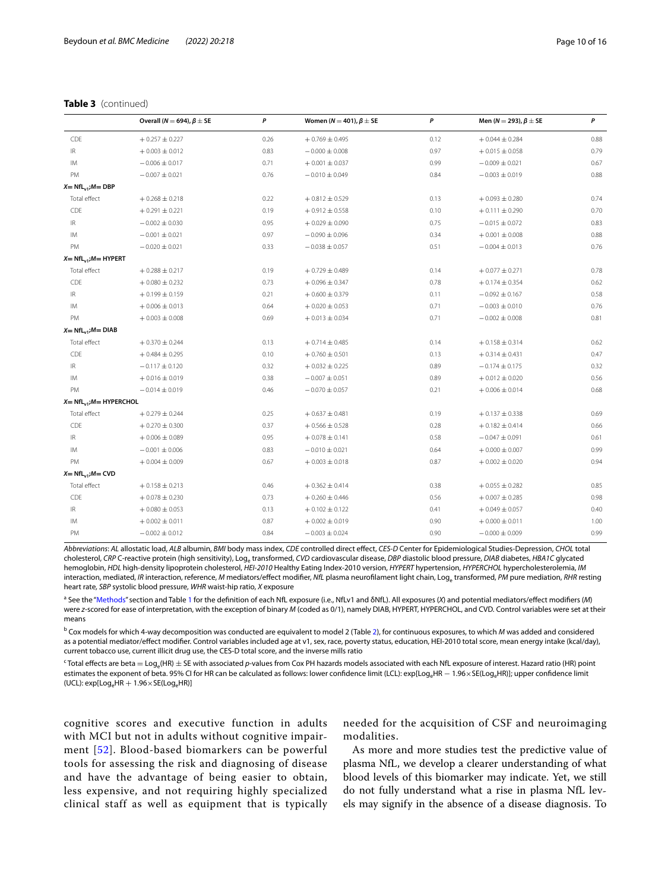**Table 3** (continued)

| | Overall (N = 694), β ± SE | P | Women (N = 401), β ± SE | P | Men (N = 293), β ± SE | P |
|---|---|---|---|---|---|---|
| CDE | + 0.257 ± 0.227 | 0.26 | + 0.769 ± 0.495 | 0.12 | + 0.044 ± 0.284 | 0.88 |
| IR | + 0.003 ± 0.012 | 0.83 | − 0.000 ± 0.008 | 0.97 | + 0.015 ± 0.058 | 0.79 |
| IM | − 0.006 ± 0.017 | 0.71 | + 0.001 ± 0.037 | 0.99 | − 0.009 ± 0.021 | 0.67 |
| PM | − 0.007 ± 0.021 | 0.76 | − 0.010 ± 0.049 | 0.84 | − 0.003 ± 0.019 | 0.88 |
| ***X* = NfL$_{v1}$;*M* = DBP** | | | | | | |
| Total effect | + 0.268 ± 0.218 | 0.22 | + 0.812 ± 0.529 | 0.13 | + 0.093 ± 0.280 | 0.74 |
| CDE | + 0.291 ± 0.221 | 0.19 | + 0.912 ± 0.558 | 0.10 | + 0.111 ± 0.290 | 0.70 |
| IR | − 0.002 ± 0.030 | 0.95 | + 0.029 ± 0.090 | 0.75 | − 0.015 ± 0.072 | 0.83 |
| IM | − 0.001 ± 0.021 | 0.97 | − 0.090 ± 0.096 | 0.34 | + 0.001 ± 0.008 | 0.88 |
| PM | − 0.020 ± 0.021 | 0.33 | − 0.038 ± 0.057 | 0.51 | − 0.004 ± 0.013 | 0.76 |
| ***X* = NfL$_{v1}$;*M* = HYPERT** | | | | | | |
| Total effect | + 0.288 ± 0.217 | 0.19 | + 0.729 ± 0.489 | 0.14 | + 0.077 ± 0.271 | 0.78 |
| CDE | + 0.080 ± 0.232 | 0.73 | + 0.096 ± 0.347 | 0.78 | + 0.174 ± 0.354 | 0.62 |
| IR | + 0.199 ± 0.159 | 0.21 | + 0.600 ± 0.379 | 0.11 | − 0.092 ± 0.167 | 0.58 |
| IM | + 0.006 ± 0.013 | 0.64 | + 0.020 ± 0.053 | 0.71 | − 0.003 ± 0.010 | 0.76 |
| PM | + 0.003 ± 0.008 | 0.69 | + 0.013 ± 0.034 | 0.71 | − 0.002 ± 0.008 | 0.81 |
| ***X* = NfL$_{v1}$;*M* = DIAB** | | | | | | |
| Total effect | + 0.370 ± 0.244 | 0.13 | + 0.714 ± 0.485 | 0.14 | + 0.158 ± 0.314 | 0.62 |
| CDE | + 0.484 ± 0.295 | 0.10 | + 0.760 ± 0.501 | 0.13 | + 0.314 ± 0.431 | 0.47 |
| IR | − 0.117 ± 0.120 | 0.32 | + 0.032 ± 0.225 | 0.89 | − 0.174 ± 0.175 | 0.32 |
| IM | + 0.016 ± 0.019 | 0.38 | − 0.007 ± 0.051 | 0.89 | + 0.012 ± 0.020 | 0.56 |
| PM | − 0.014 ± 0.019 | 0.46 | − 0.070 ± 0.057 | 0.21 | + 0.006 ± 0.014 | 0.68 |
| ***X* = NfL$_{v1}$;*M* = HYPERCHOL** | | | | | | |
| Total effect | + 0.279 ± 0.244 | 0.25 | + 0.637 ± 0.481 | 0.19 | + 0.137 ± 0.338 | 0.69 |
| CDE | + 0.270 ± 0.300 | 0.37 | + 0.566 ± 0.528 | 0.28 | + 0.182 ± 0.414 | 0.66 |
| IR | + 0.006 ± 0.089 | 0.95 | + 0.078 ± 0.141 | 0.58 | − 0.047 ± 0.091 | 0.61 |
| IM | − 0.001 ± 0.006 | 0.83 | − 0.010 ± 0.021 | 0.64 | + 0.000 ± 0.007 | 0.99 |
| PM | + 0.004 ± 0.009 | 0.67 | + 0.003 ± 0.018 | 0.87 | + 0.002 ± 0.020 | 0.94 |
| ***X* = NfL$_{v1}$;*M* = CVD** | | | | | | |
| Total effect | + 0.158 ± 0.213 | 0.46 | + 0.362 ± 0.414 | 0.38 | + 0.055 ± 0.282 | 0.85 |
| CDE | + 0.078 ± 0.230 | 0.73 | + 0.260 ± 0.446 | 0.56 | + 0.007 ± 0.285 | 0.98 |
| IR | + 0.080 ± 0.053 | 0.13 | + 0.102 ± 0.122 | 0.41 | + 0.049 ± 0.057 | 0.40 |
| IM | + 0.002 ± 0.011 | 0.87 | + 0.002 ± 0.019 | 0.90 | + 0.000 ± 0.011 | 1.00 |
| PM | − 0.002 ± 0.012 | 0.84 | − 0.003 ± 0.024 | 0.90 | − 0.000 ± 0.009 | 0.99 |

*Abbreviations*: *AL* allostatic load, *ALB* albumin, *BMI* body mass index, *CDE* controlled direct effect, *CES-D* Center for Epidemiological Studies-Depression, *CHOL* total cholesterol, *CRP* C-reactive protein (high sensitivity), Log$_e$ transformed, *CVD* cardiovascular disease, *DBP* diastolic blood pressure, *DIAB* diabetes, *HBA1C* glycated hemoglobin, *HDL* high-density lipoprotein cholesterol, *HEI-2010* Healthy Eating Index-2010 version, *HYPERT* hypertension, *HYPERCHOL* hypercholesterolemia, *IM* interaction, mediated, *IR* interaction, reference, *M* mediators/effect modifier, *NfL* plasma neurofilament light chain, Log$_e$ transformed, *PM* pure mediation, *RHR* resting heart rate, *SBP* systolic blood pressure, *WHR* waist-hip ratio, *X* exposure

[a] See the "Methods" section and Table 1 for the definition of each NfL exposure (i.e., NfLv1 and δNfL). All exposures (*X*) and potential mediators/effect modifiers (*M*) were *z*-scored for ease of interpretation, with the exception of binary *M* (coded as 0/1), namely DIAB, HYPERT, HYPERCHOL, and CVD. Control variables were set at their means

[b] Cox models for which 4-way decomposition was conducted are equivalent to model 2 (Table 2), for continuous exposures, to which *M* was added and considered as a potential mediator/effect modifier. Control variables included age at v1, sex, race, poverty status, education, HEI-2010 total score, mean energy intake (kcal/day), current tobacco use, current illicit drug use, the CES-D total score, and the inverse mills ratio

[c] Total effects are beta = Log$_e$(HR) ± SE with associated *p*-values from Cox PH hazards models associated with each NfL exposure of interest. Hazard ratio (HR) point estimates the exponent of beta. 95% CI for HR can be calculated as follows: lower confidence limit (LCL): exp[Log$_e$HR − 1.96×SE(Log$_e$HR)]; upper confidence limit (UCL): exp[Log$_e$HR + 1.96×SE(Log$_e$HR)]

cognitive scores and executive function in adults with MCI but not in adults without cognitive impairment [52]. Blood-based biomarkers can be powerful tools for assessing the risk and diagnosing of disease and have the advantage of being easier to obtain, less expensive, and not requiring highly specialized clinical staff as well as equipment that is typically needed for the acquisition of CSF and neuroimaging modalities.

As more and more studies test the predictive value of plasma NfL, we develop a clearer understanding of what blood levels of this biomarker may indicate. Yet, we still do not fully understand what a rise in plasma NfL levels may signify in the absence of a disease diagnosis. To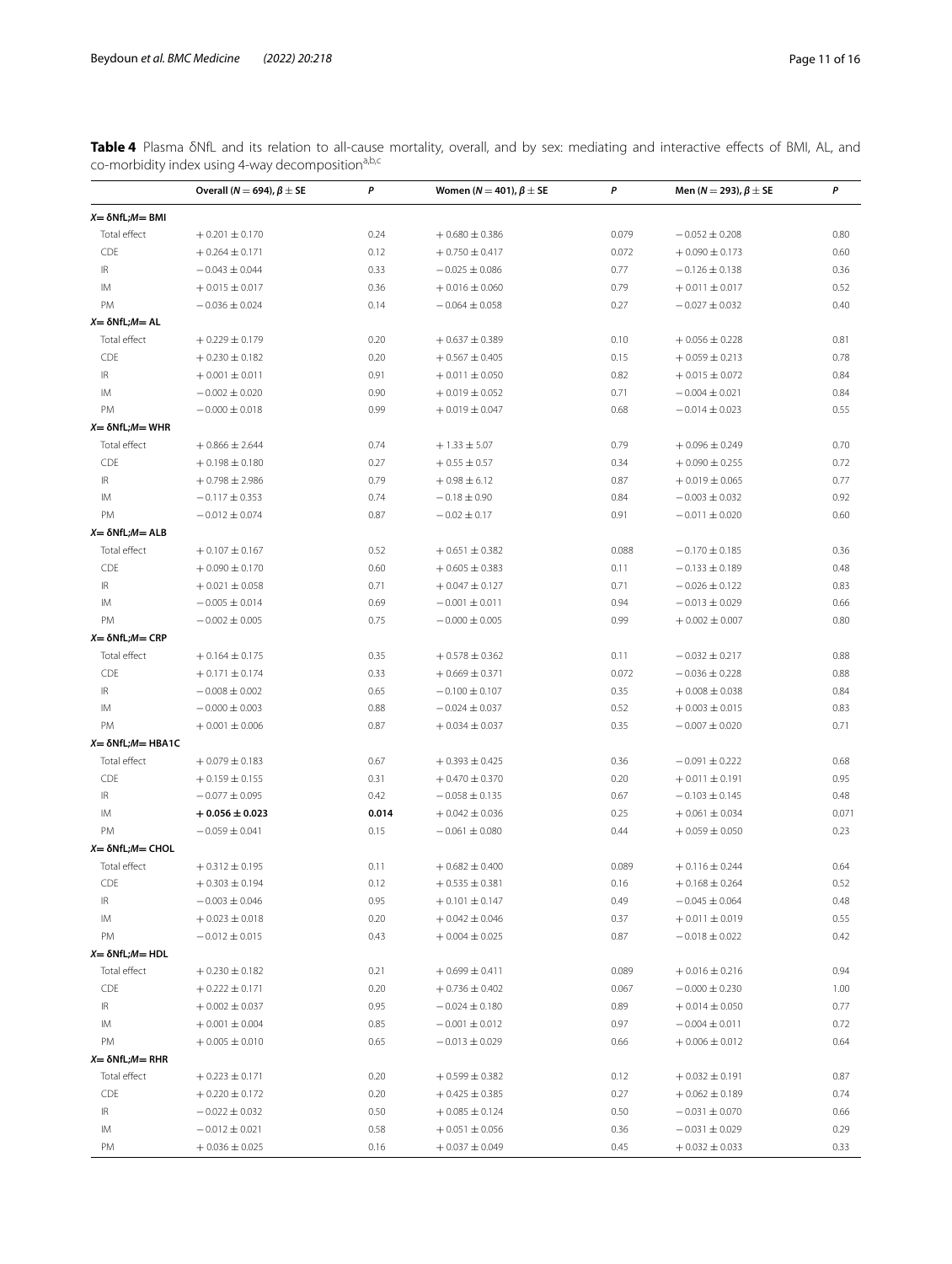**Table 4** Plasma δNfL and its relation to all-cause mortality, overall, and by sex: mediating and interactive effects of BMI, AL, and co-morbidity index using 4-way decomposition[a,b,c]

| | Overall ($N = 694$), $\beta \pm$ SE | $P$ | Women ($N = 401$), $\beta \pm$ SE | $P$ | Men ($N = 293$), $\beta \pm$ SE | $P$ |
|---|---|---|---|---|---|---|
| ***X*= δNfL;*M*= BMI** | | | | | | |
| Total effect | + 0.201 ± 0.170 | 0.24 | + 0.680 ± 0.386 | 0.079 | − 0.052 ± 0.208 | 0.80 |
| CDE | + 0.264 ± 0.171 | 0.12 | + 0.750 ± 0.417 | 0.072 | + 0.090 ± 0.173 | 0.60 |
| IR | − 0.043 ± 0.044 | 0.33 | − 0.025 ± 0.086 | 0.77 | − 0.126 ± 0.138 | 0.36 |
| IM | + 0.015 ± 0.017 | 0.36 | + 0.016 ± 0.060 | 0.79 | + 0.011 ± 0.017 | 0.52 |
| PM | − 0.036 ± 0.024 | 0.14 | − 0.064 ± 0.058 | 0.27 | − 0.027 ± 0.032 | 0.40 |
| ***X*= δNfL;*M*= AL** | | | | | | |
| Total effect | + 0.229 ± 0.179 | 0.20 | + 0.637 ± 0.389 | 0.10 | + 0.056 ± 0.228 | 0.81 |
| CDE | + 0.230 ± 0.182 | 0.20 | + 0.567 ± 0.405 | 0.15 | + 0.059 ± 0.213 | 0.78 |
| IR | + 0.001 ± 0.011 | 0.91 | + 0.011 ± 0.050 | 0.82 | + 0.015 ± 0.072 | 0.84 |
| IM | − 0.002 ± 0.020 | 0.90 | + 0.019 ± 0.052 | 0.71 | − 0.004 ± 0.021 | 0.84 |
| PM | − 0.000 ± 0.018 | 0.99 | + 0.019 ± 0.047 | 0.68 | − 0.014 ± 0.023 | 0.55 |
| ***X*= δNfL;*M*= WHR** | | | | | | |
| Total effect | + 0.866 ± 2.644 | 0.74 | + 1.33 ± 5.07 | 0.79 | + 0.096 ± 0.249 | 0.70 |
| CDE | + 0.198 ± 0.180 | 0.27 | + 0.55 ± 0.57 | 0.34 | + 0.090 ± 0.255 | 0.72 |
| IR | + 0.798 ± 2.986 | 0.79 | + 0.98 ± 6.12 | 0.87 | + 0.019 ± 0.065 | 0.77 |
| IM | − 0.117 ± 0.353 | 0.74 | − 0.18 ± 0.90 | 0.84 | − 0.003 ± 0.032 | 0.92 |
| PM | − 0.012 ± 0.074 | 0.87 | − 0.02 ± 0.17 | 0.91 | − 0.011 ± 0.020 | 0.60 |
| ***X*= δNfL;*M*= ALB** | | | | | | |
| Total effect | + 0.107 ± 0.167 | 0.52 | + 0.651 ± 0.382 | 0.088 | − 0.170 ± 0.185 | 0.36 |
| CDE | + 0.090 ± 0.170 | 0.60 | + 0.605 ± 0.383 | 0.11 | − 0.133 ± 0.189 | 0.48 |
| IR | + 0.021 ± 0.058 | 0.71 | + 0.047 ± 0.127 | 0.71 | − 0.026 ± 0.122 | 0.83 |
| IM | − 0.005 ± 0.014 | 0.69 | − 0.001 ± 0.011 | 0.94 | − 0.013 ± 0.029 | 0.66 |
| PM | − 0.002 ± 0.005 | 0.75 | − 0.000 ± 0.005 | 0.99 | + 0.002 ± 0.007 | 0.80 |
| ***X*= δNfL;*M*= CRP** | | | | | | |
| Total effect | + 0.164 ± 0.175 | 0.35 | + 0.578 ± 0.362 | 0.11 | − 0.032 ± 0.217 | 0.88 |
| CDE | + 0.171 ± 0.174 | 0.33 | + 0.669 ± 0.371 | 0.072 | − 0.036 ± 0.228 | 0.88 |
| IR | − 0.008 ± 0.002 | 0.65 | − 0.100 ± 0.107 | 0.35 | + 0.008 ± 0.038 | 0.84 |
| IM | − 0.000 ± 0.003 | 0.88 | − 0.024 ± 0.037 | 0.52 | + 0.003 ± 0.015 | 0.83 |
| PM | + 0.001 ± 0.006 | 0.87 | + 0.034 ± 0.037 | 0.35 | − 0.007 ± 0.020 | 0.71 |
| ***X*= δNfL;*M*= HBA1C** | | | | | | |
| Total effect | + 0.079 ± 0.183 | 0.67 | + 0.393 ± 0.425 | 0.36 | − 0.091 ± 0.222 | 0.68 |
| CDE | + 0.159 ± 0.155 | 0.31 | + 0.470 ± 0.370 | 0.20 | + 0.011 ± 0.191 | 0.95 |
| IR | − 0.077 ± 0.095 | 0.42 | − 0.058 ± 0.135 | 0.67 | − 0.103 ± 0.145 | 0.48 |
| IM | **+ 0.056 ± 0.023** | **0.014** | + 0.042 ± 0.036 | 0.25 | + 0.061 ± 0.034 | 0.071 |
| PM | − 0.059 ± 0.041 | 0.15 | − 0.061 ± 0.080 | 0.44 | + 0.059 ± 0.050 | 0.23 |
| ***X*= δNfL;*M*= CHOL** | | | | | | |
| Total effect | + 0.312 ± 0.195 | 0.11 | + 0.682 ± 0.400 | 0.089 | + 0.116 ± 0.244 | 0.64 |
| CDE | + 0.303 ± 0.194 | 0.12 | + 0.535 ± 0.381 | 0.16 | + 0.168 ± 0.264 | 0.52 |
| IR | − 0.003 ± 0.046 | 0.95 | + 0.101 ± 0.147 | 0.49 | − 0.045 ± 0.064 | 0.48 |
| IM | + 0.023 ± 0.018 | 0.20 | + 0.042 ± 0.046 | 0.37 | + 0.011 ± 0.019 | 0.55 |
| PM | − 0.012 ± 0.015 | 0.43 | + 0.004 ± 0.025 | 0.87 | − 0.018 ± 0.022 | 0.42 |
| ***X*= δNfL;*M*= HDL** | | | | | | |
| Total effect | + 0.230 ± 0.182 | 0.21 | + 0.699 ± 0.411 | 0.089 | + 0.016 ± 0.216 | 0.94 |
| CDE | + 0.222 ± 0.171 | 0.20 | + 0.736 ± 0.402 | 0.067 | − 0.000 ± 0.230 | 1.00 |
| IR | + 0.002 ± 0.037 | 0.95 | − 0.024 ± 0.180 | 0.89 | + 0.014 ± 0.050 | 0.77 |
| IM | + 0.001 ± 0.004 | 0.85 | − 0.001 ± 0.012 | 0.97 | − 0.004 ± 0.011 | 0.72 |
| PM | + 0.005 ± 0.010 | 0.65 | − 0.013 ± 0.029 | 0.66 | + 0.006 ± 0.012 | 0.64 |
| ***X*= δNfL;*M*= RHR** | | | | | | |
| Total effect | + 0.223 ± 0.171 | 0.20 | + 0.599 ± 0.382 | 0.12 | + 0.032 ± 0.191 | 0.87 |
| CDE | + 0.220 ± 0.172 | 0.20 | + 0.425 ± 0.385 | 0.27 | + 0.062 ± 0.189 | 0.74 |
| IR | − 0.022 ± 0.032 | 0.50 | + 0.085 ± 0.124 | 0.50 | − 0.031 ± 0.070 | 0.66 |
| IM | − 0.012 ± 0.021 | 0.58 | + 0.051 ± 0.056 | 0.36 | − 0.031 ± 0.029 | 0.29 |
| PM | + 0.036 ± 0.025 | 0.16 | + 0.037 ± 0.049 | 0.45 | + 0.032 ± 0.033 | 0.33 |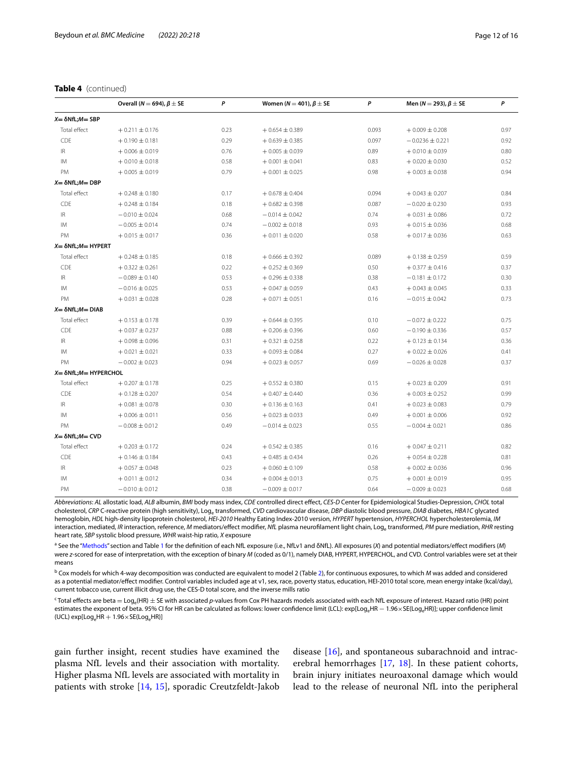**Table 4** (continued)

| | Overall ($N = 694$), $\beta \pm$ SE | $P$ | Women ($N = 401$), $\beta \pm$ SE | $P$ | Men ($N = 293$), $\beta \pm$ SE | $P$ |
|---|---|---|---|---|---|---|
| ***X*= δNfL;*M*= SBP** | | | | | | |
| Total effect | + 0.211 ± 0.176 | 0.23 | + 0.654 ± 0.389 | 0.093 | + 0.009 ± 0.208 | 0.97 |
| CDE | + 0.190 ± 0.181 | 0.29 | + 0.639 ± 0.385 | 0.097 | − 0.0236 ± 0.221 | 0.92 |
| IR | + 0.006 ± 0.019 | 0.76 | + 0.005 ± 0.039 | 0.89 | + 0.010 ± 0.039 | 0.80 |
| IM | + 0.010 ± 0.018 | 0.58 | + 0.001 ± 0.041 | 0.83 | + 0.020 ± 0.030 | 0.52 |
| PM | + 0.005 ± 0.019 | 0.79 | + 0.001 ± 0.025 | 0.98 | + 0.003 ± 0.038 | 0.94 |
| ***X*= δNfL;*M*= DBP** | | | | | | |
| Total effect | + 0.248 ± 0.180 | 0.17 | + 0.678 ± 0.404 | 0.094 | + 0.043 ± 0.207 | 0.84 |
| CDE | + 0.248 ± 0.184 | 0.18 | + 0.682 ± 0.398 | 0.087 | − 0.020 ± 0.230 | 0.93 |
| IR | − 0.010 ± 0.024 | 0.68 | − 0.014 ± 0.042 | 0.74 | + 0.031 ± 0.086 | 0.72 |
| IM | − 0.005 ± 0.014 | 0.74 | − 0.002 ± 0.018 | 0.93 | + 0.015 ± 0.036 | 0.68 |
| PM | + 0.015 ± 0.017 | 0.36 | + 0.011 ± 0.020 | 0.58 | + 0.017 ± 0.036 | 0.63 |
| ***X*= δNfL;*M*= HYPERT** | | | | | | |
| Total effect | + 0.248 ± 0.185 | 0.18 | + 0.666 ± 0.392 | 0.089 | + 0.138 ± 0.259 | 0.59 |
| CDE | + 0.322 ± 0.261 | 0.22 | + 0.252 ± 0.369 | 0.50 | + 0.377 ± 0.416 | 0.37 |
| IR | − 0.089 ± 0.140 | 0.53 | + 0.296 ± 0.338 | 0.38 | − 0.181 ± 0.172 | 0.30 |
| IM | − 0.016 ± 0.025 | 0.53 | + 0.047 ± 0.059 | 0.43 | + 0.043 ± 0.045 | 0.33 |
| PM | + 0.031 ± 0.028 | 0.28 | + 0.071 ± 0.051 | 0.16 | − 0.015 ± 0.042 | 0.73 |
| ***X*= δNfL;*M*= DIAB** | | | | | | |
| Total effect | + 0.153 ± 0.178 | 0.39 | + 0.644 ± 0.395 | 0.10 | − 0.072 ± 0.222 | 0.75 |
| CDE | + 0.037 ± 0.237 | 0.88 | + 0.206 ± 0.396 | 0.60 | − 0.190 ± 0.336 | 0.57 |
| IR | + 0.098 ± 0.096 | 0.31 | + 0.321 ± 0.258 | 0.22 | + 0.123 ± 0.134 | 0.36 |
| IM | + 0.021 ± 0.021 | 0.33 | + 0.093 ± 0.084 | 0.27 | + 0.022 ± 0.026 | 0.41 |
| PM | − 0.002 ± 0.023 | 0.94 | + 0.023 ± 0.057 | 0.69 | − 0.026 ± 0.028 | 0.37 |
| ***X*= δNfL;*M*= HYPERCHOL** | | | | | | |
| Total effect | + 0.207 ± 0.178 | 0.25 | + 0.552 ± 0.380 | 0.15 | + 0.023 ± 0.209 | 0.91 |
| CDE | + 0.128 ± 0.207 | 0.54 | + 0.407 ± 0.440 | 0.36 | + 0.003 ± 0.252 | 0.99 |
| IR | + 0.081 ± 0.078 | 0.30 | + 0.136 ± 0.163 | 0.41 | + 0.023 ± 0.083 | 0.79 |
| IM | + 0.006 ± 0.011 | 0.56 | + 0.023 ± 0.033 | 0.49 | + 0.001 ± 0.006 | 0.92 |
| PM | − 0.008 ± 0.012 | 0.49 | − 0.014 ± 0.023 | 0.55 | − 0.004 ± 0.021 | 0.86 |
| ***X*= δNfL;*M*= CVD** | | | | | | |
| Total effect | + 0.203 ± 0.172 | 0.24 | + 0.542 ± 0.385 | 0.16 | + 0.047 ± 0.211 | 0.82 |
| CDE | + 0.146 ± 0.184 | 0.43 | + 0.485 ± 0.434 | 0.26 | + 0.054 ± 0.228 | 0.81 |
| IR | + 0.057 ± 0.048 | 0.23 | + 0.060 ± 0.109 | 0.58 | + 0.002 ± 0.036 | 0.96 |
| IM | + 0.011 ± 0.012 | 0.34 | + 0.004 ± 0.013 | 0.75 | + 0.001 ± 0.019 | 0.95 |
| PM | − 0.010 ± 0.012 | 0.38 | − 0.009 ± 0.017 | 0.64 | − 0.009 ± 0.023 | 0.68 |

*Abbreviations*: *AL* allostatic load, *ALB* albumin, *BMI* body mass index, *CDE* controlled direct effect, *CES-D* Center for Epidemiological Studies-Depression, *CHOL* total cholesterol, *CRP* C-reactive protein (high sensitivity), $Log_e$ transformed, *CVD* cardiovascular disease, *DBP* diastolic blood pressure, *DIAB* diabetes, *HBA1C* glycated hemoglobin, *HDL* high-density lipoprotein cholesterol, *HEI-2010* Healthy Eating Index-2010 version, *HYPERT* hypertension, *HYPERCHOL* hypercholesterolemia, *IM* interaction, mediated, *IR* interaction, reference, *M* mediators/effect modifier, *NfL* plasma neurofilament light chain, $Log_e$ transformed, *PM* pure mediation, *RHR* resting heart rate, *SBP* systolic blood pressure, *WHR* waist-hip ratio, *X* exposure

[a] See the "Methods" section and Table 1 for the definition of each NfL exposure (i.e., NfLv1 and δNfL). All exposures (*X*) and potential mediators/effect modifiers (*M*) were *z*-scored for ease of interpretation, with the exception of binary *M* (coded as 0/1), namely DIAB, HYPERT, HYPERCHOL, and CVD. Control variables were set at their means

[b] Cox models for which 4-way decomposition was conducted are equivalent to model 2 (Table 2), for continuous exposures, to which *M* was added and considered as a potential mediator/effect modifier. Control variables included age at v1, sex, race, poverty status, education, HEI-2010 total score, mean energy intake (kcal/day), current tobacco use, current illicit drug use, the CES-D total score, and the inverse mills ratio

[c] Total effect are beta = $Log_e$(HR) ± SE with associated *p*-values from Cox PH hazards models associated with each NfL exposure of interest. Hazard ratio (HR) point estimates the exponent of beta. 95% CI for HR can be calculated as follows: lower confidence limit (LCL): exp[$Log_e$HR − 1.96×SE($Log_e$HR)]; upper confidence limit (UCL) exp[$Log_e$HR + 1.96×SE($Log_e$HR)]

gain further insight, recent studies have examined the plasma NfL levels and their association with mortality. Higher plasma NfL levels are associated with mortality in patients with stroke [14, 15], sporadic Creutzfeldt-Jakob disease [16], and spontaneous subarachnoid and intracerebral hemorrhages [17, 18]. In these patient cohorts, brain injury initiates neuroaxonal damage which would lead to the release of neuronal NfL into the peripheral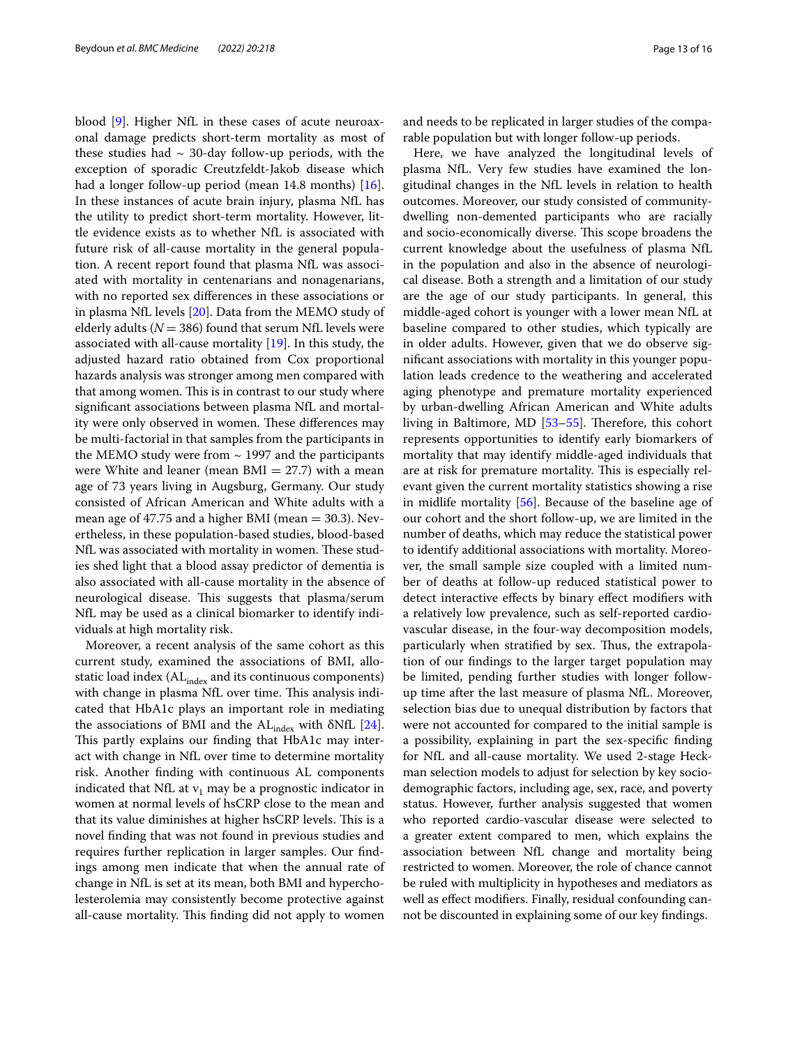blood [9]. Higher NfL in these cases of acute neuroaxonal damage predicts short-term mortality as most of these studies had ~ 30-day follow-up periods, with the exception of sporadic Creutzfeldt-Jakob disease which had a longer follow-up period (mean 14.8 months) [16]. In these instances of acute brain injury, plasma NfL has the utility to predict short-term mortality. However, little evidence exists as to whether NfL is associated with future risk of all-cause mortality in the general population. A recent report found that plasma NfL was associated with mortality in centenarians and nonagenarians, with no reported sex differences in these associations or in plasma NfL levels [20]. Data from the MEMO study of elderly adults ($N = 386$) found that serum NfL levels were associated with all-cause mortality [19]. In this study, the adjusted hazard ratio obtained from Cox proportional hazards analysis was stronger among men compared with that among women. This is in contrast to our study where significant associations between plasma NfL and mortality were only observed in women. These differences may be multi-factorial in that samples from the participants in the MEMO study were from ~ 1997 and the participants were White and leaner (mean BMI = 27.7) with a mean age of 73 years living in Augsburg, Germany. Our study consisted of African American and White adults with a mean age of 47.75 and a higher BMI (mean = 30.3). Nevertheless, in these population-based studies, blood-based NfL was associated with mortality in women. These studies shed light that a blood assay predictor of dementia is also associated with all-cause mortality in the absence of neurological disease. This suggests that plasma/serum NfL may be used as a clinical biomarker to identify individuals at high mortality risk.

Moreover, a recent analysis of the same cohort as this current study, examined the associations of BMI, allostatic load index ($AL_{index}$ and its continuous components) with change in plasma NfL over time. This analysis indicated that HbA1c plays an important role in mediating the associations of BMI and the $AL_{index}$ with δNfL [24]. This partly explains our finding that HbA1c may interact with change in NfL over time to determine mortality risk. Another finding with continuous AL components indicated that NfL at $v_1$ may be a prognostic indicator in women at normal levels of hsCRP close to the mean and that its value diminishes at higher hsCRP levels. This is a novel finding that was not found in previous studies and requires further replication in larger samples. Our findings among men indicate that when the annual rate of change in NfL is set at its mean, both BMI and hypercholesterolemia may consistently become protective against all-cause mortality. This finding did not apply to women and needs to be replicated in larger studies of the comparable population but with longer follow-up periods.

Here, we have analyzed the longitudinal levels of plasma NfL. Very few studies have examined the longitudinal changes in the NfL levels in relation to health outcomes. Moreover, our study consisted of community-dwelling non-demented participants who are racially and socio-economically diverse. This scope broadens the current knowledge about the usefulness of plasma NfL in the population and also in the absence of neurological disease. Both a strength and a limitation of our study are the age of our study participants. In general, this middle-aged cohort is younger with a lower mean NfL at baseline compared to other studies, which typically are in older adults. However, given that we do observe significant associations with mortality in this younger population leads credence to the weathering and accelerated aging phenotype and premature mortality experienced by urban-dwelling African American and White adults living in Baltimore, MD [53–55]. Therefore, this cohort represents opportunities to identify early biomarkers of mortality that may identify middle-aged individuals that are at risk for premature mortality. This is especially relevant given the current mortality statistics showing a rise in midlife mortality [56]. Because of the baseline age of our cohort and the short follow-up, we are limited in the number of deaths, which may reduce the statistical power to identify additional associations with mortality. Moreover, the small sample size coupled with a limited number of deaths at follow-up reduced statistical power to detect interactive effects by binary effect modifiers with a relatively low prevalence, such as self-reported cardiovascular disease, in the four-way decomposition models, particularly when stratified by sex. Thus, the extrapolation of our findings to the larger target population may be limited, pending further studies with longer follow-up time after the last measure of plasma NfL. Moreover, selection bias due to unequal distribution by factors that were not accounted for compared to the initial sample is a possibility, explaining in part the sex-specific finding for NfL and all-cause mortality. We used 2-stage Heckman selection models to adjust for selection by key socio-demographic factors, including age, sex, race, and poverty status. However, further analysis suggested that women who reported cardio-vascular disease were selected to a greater extent compared to men, which explains the association between NfL change and mortality being restricted to women. Moreover, the role of chance cannot be ruled with multiplicity in hypotheses and mediators as well as effect modifiers. Finally, residual confounding cannot be discounted in explaining some of our key findings.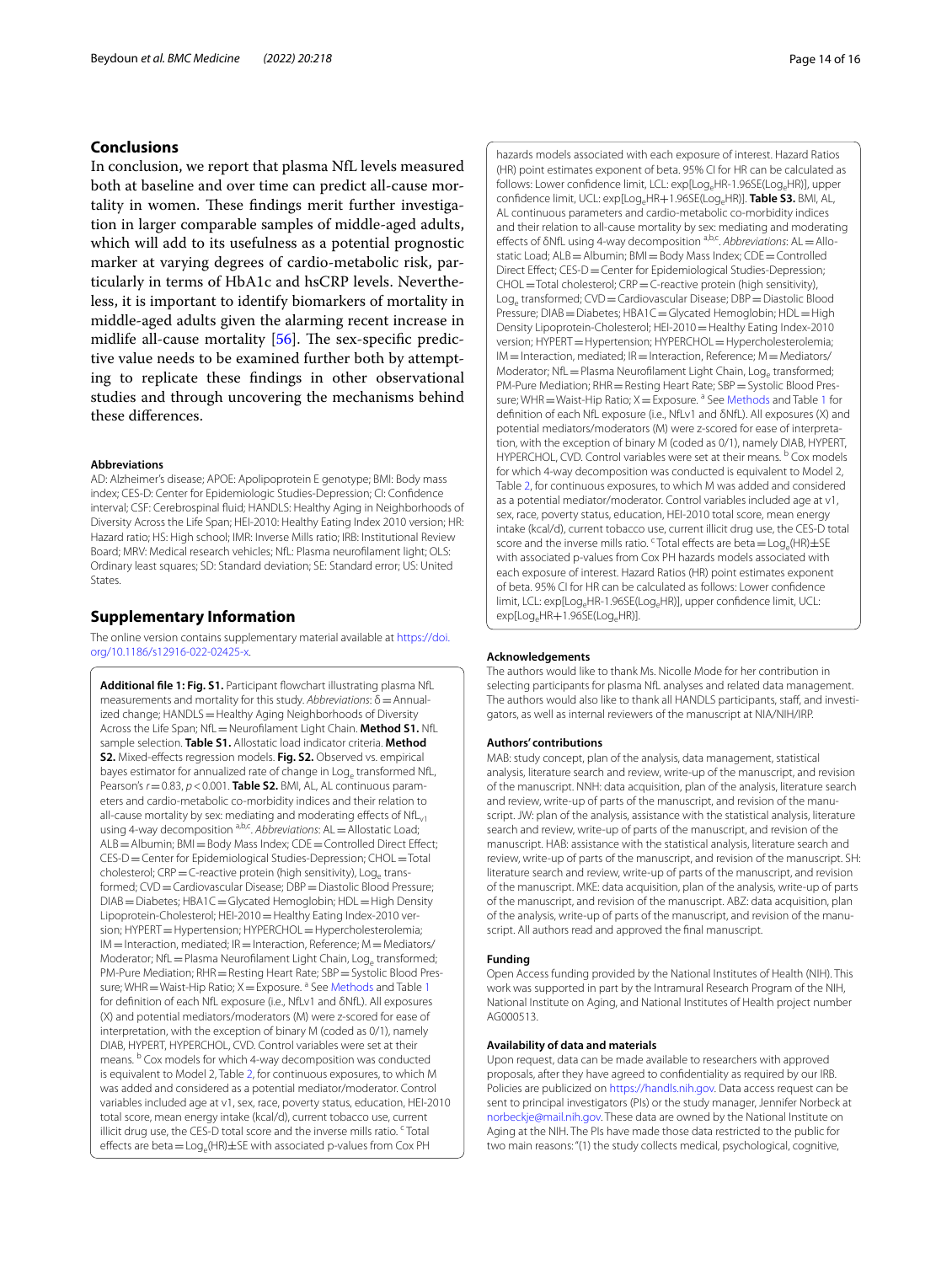## Conclusions

In conclusion, we report that plasma NfL levels measured both at baseline and over time can predict all-cause mortality in women. These findings merit further investigation in larger comparable samples of middle-aged adults, which will add to its usefulness as a potential prognostic marker at varying degrees of cardio-metabolic risk, particularly in terms of HbA1c and hsCRP levels. Nevertheless, it is important to identify biomarkers of mortality in middle-aged adults given the alarming recent increase in midlife all-cause mortality [56]. The sex-specific predictive value needs to be examined further both by attempting to replicate these findings in other observational studies and through uncovering the mechanisms behind these differences.

#### Abbreviations

AD: Alzheimer's disease; APOE: Apolipoprotein E genotype; BMI: Body mass index; CES-D: Center for Epidemiologic Studies-Depression; CI: Confidence interval; CSF: Cerebrospinal fluid; HANDLS: Healthy Aging in Neighborhoods of Diversity Across the Life Span; HEI-2010: Healthy Eating Index 2010 version; HR: Hazard ratio; HS: High school; IMR: Inverse Mills ratio; IRB: Institutional Review Board; MRV: Medical research vehicles; NfL: Plasma neurofilament light; OLS: Ordinary least squares; SD: Standard deviation; SE: Standard error; US: United States.

## Supplementary Information

The online version contains supplementary material available at https://doi.org/10.1186/s12916-022-02425-x.

**Additional file 1: Fig. S1.** Participant flowchart illustrating plasma NfL measurements and mortality for this study. *Abbreviations*: δ = Annualized change; HANDLS = Healthy Aging Neighborhoods of Diversity Across the Life Span; NfL = Neurofilament Light Chain. **Method S1.** NfL sample selection. **Table S1.** Allostatic load indicator criteria. **Method S2.** Mixed-effects regression models. **Fig. S2.** Observed vs. empirical bayes estimator for annualized rate of change in $Log_e$ transformed NfL, Pearson's $r = 0.83$, $p < 0.001$. **Table S2.** BMI, AL, AL continuous parameters and cardio-metabolic co-morbidity indices and their relation to all-cause mortality by sex: mediating and moderating effects of $NfL_{v1}$ using 4-way decomposition [a,b,c]. *Abbreviations*: AL = Allostatic Load; ALB = Albumin; BMI = Body Mass Index; CDE = Controlled Direct Effect; CES-D = Center for Epidemiologic Studies-Depression; CHOL = Total cholesterol; CRP = C-reactive protein (high sensitivity), $Log_e$ transformed; CVD = Cardiovascular Disease; DBP = Diastolic Blood Pressure; DIAB = Diabetes; HBA1C = Glycated Hemoglobin; HDL = High Density Lipoprotein-Cholesterol; HEI-2010 = Healthy Eating Index-2010 version; HYPERT = Hypertension; HYPERCHOL = Hypercholesterolemia; IM = Interaction, mediated; IR = Interaction, Reference; M = Mediators/Moderator; NfL = Plasma Neurofilament Light Chain, $Log_e$ transformed; PM-Pure Mediation; RHR = Resting Heart Rate; SBP = Systolic Blood Pressure; WHR = Waist-Hip Ratio; X = Exposure. [a] See Methods and Table 1 for definition of each NfL exposure (i.e., NfLv1 and δNfL). All exposures (X) and potential mediators/moderators (M) were z-scored for ease of interpretation, with the exception of binary M (coded as 0/1), namely DIAB, HYPERT, HYPERCHOL, CVD. Control variables were set at their means. [b] Cox models for which 4-way decomposition was conducted is equivalent to Model 2, Table 2, for continuous exposures, to which M was added and considered as a potential mediator/moderator. Control variables included age at v1, sex, race, poverty status, education, HEI-2010 total score, mean energy intake (kcal/d), current tobacco use, current illicit drug use, the CES-D total score and the inverse mills ratio. [c] Total effects are beta = $Log_e$(HR)±SE with associated p-values from Cox PH hazards models associated with each exposure of interest. Hazard Ratios (HR) point estimates exponent of beta. 95% CI for HR can be calculated as follows: Lower confidence limit, LCL: exp[$Log_e$HR-1.96SE($Log_e$HR)], upper confidence limit, UCL: exp[$Log_e$HR+1.96SE($Log_e$HR)]. **Table S3.** BMI, AL, AL continuous parameters and cardio-metabolic co-morbidity indices and their relation to all-cause mortality by sex: mediating and moderating effects of δNfL using 4-way decomposition [a,b,c]. *Abbreviations*: AL = Allostatic Load; ALB = Albumin; BMI = Body Mass Index; CDE = Controlled Direct Effect; CES-D = Center for Epidemiological Studies-Depression; CHOL = Total cholesterol; CRP = C-reactive protein (high sensitivity), $Log_e$ transformed; CVD = Cardiovascular Disease; DBP = Diastolic Blood Pressure; DIAB = Diabetes; HBA1C = Glycated Hemoglobin; HDL = High Density Lipoprotein-Cholesterol; HEI-2010 = Healthy Eating Index-2010 version; HYPERT = Hypertension; HYPERCHOL = Hypercholesterolemia; IM = Interaction, mediated; IR = Interaction, Reference; M = Mediators/Moderator; NfL = Plasma Neurofilament Light Chain, $Log_e$ transformed; PM-Pure Mediation; RHR = Resting Heart Rate; SBP = Systolic Blood Pressure; WHR = Waist-Hip Ratio; X = Exposure. [a] See Methods and Table 1 for definition of each NfL exposure (i.e., NfLv1 and δNfL). All exposures (X) and potential mediators/moderators (M) were z-scored for ease of interpretation, with the exception of binary M (coded as 0/1), namely DIAB, HYPERT, HYPERCHOL, CVD. Control variables were set at their means. [b] Cox models for which 4-way decomposition was conducted is equivalent to Model 2, Table 2, for continuous exposures, to which M was added and considered as a potential mediator/moderator. Control variables included age at v1, sex, race, poverty status, education, HEI-2010 total score, mean energy intake (kcal/d), current tobacco use, current illicit drug use, the CES-D total score and the inverse mills ratio. [c] Total effects are beta = $Log_e$(HR)±SE with associated p-values from Cox PH hazards models associated with each exposure of interest. Hazard Ratios (HR) point estimates exponent of beta. 95% CI for HR can be calculated as follows: Lower confidence limit, LCL: exp[$Log_e$HR-1.96SE($Log_e$HR)], upper confidence limit, UCL: exp[$Log_e$HR+1.96SE($Log_e$HR)].

#### Acknowledgements

The authors would like to thank Ms. Nicolle Mode for her contribution in selecting participants for plasma NfL analyses and related data management. The authors would also like to thank all HANDLS participants, staff, and investigators, as well as internal reviewers of the manuscript at NIA/NIH/IRP.

#### Authors' contributions

MAB: study concept, plan of the analysis, data management, statistical analysis, literature search and review, write-up of the manuscript, and revision of the manuscript. NNH: data acquisition, plan of the analysis, literature search and review, write-up of parts of the manuscript, and revision of the manuscript. JW: plan of the analysis, assistance with the statistical analysis, literature search and review, write-up of parts of the manuscript, and revision of the manuscript. HAB: assistance with the statistical analysis, literature search and review, write-up of parts of the manuscript, and revision of the manuscript. SH: literature search and review, write-up of parts of the manuscript, and revision of the manuscript. MKE: data acquisition, plan of the analysis, write-up of parts of the manuscript, and revision of the manuscript. ABZ: data acquisition, plan of the analysis, write-up of parts of the manuscript, and revision of the manuscript. All authors read and approved the final manuscript.

#### Funding

Open Access funding provided by the National Institutes of Health (NIH). This work was supported in part by the Intramural Research Program of the NIH, National Institute on Aging, and National Institutes of Health project number AG000513.

#### Availability of data and materials

Upon request, data can be made available to researchers with approved proposals, after they have agreed to confidentiality as required by our IRB. Policies are publicized on https://handls.nih.gov. Data access request can be sent to principal investigators (PIs) or the study manager, Jennifer Norbeck at norbeckje@mail.nih.gov. These data are owned by the National Institute on Aging at the NIH. The PIs have made those data restricted to the public for two main reasons: "(1) the study collects medical, psychological, cognitive,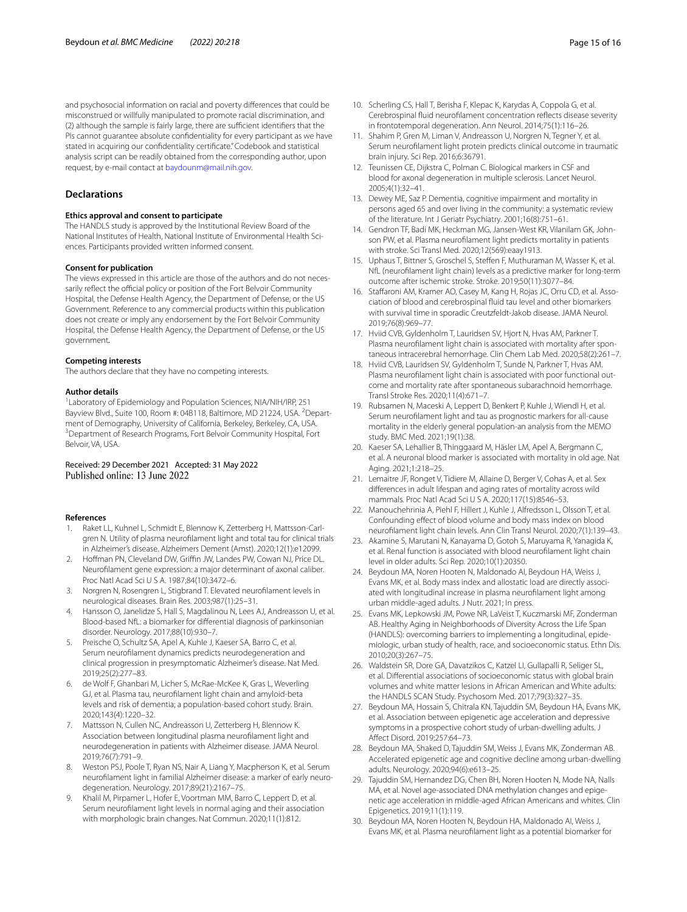and psychosocial information on racial and poverty differences that could be misconstrued or willfully manipulated to promote racial discrimination, and (2) although the sample is fairly large, there are sufficient identifiers that the PIs cannot guarantee absolute confidentiality for every participant as we have stated in acquiring our confidentiality certificate." Codebook and statistical analysis script can be readily obtained from the corresponding author, upon request, by e-mail contact at baydounm@mail.nih.gov.

## Declarations

### Ethics approval and consent to participate

The HANDLS study is approved by the Institutional Review Board of the National Institutes of Health, National Institute of Environmental Health Sciences. Participants provided written informed consent.

### Consent for publication

The views expressed in this article are those of the authors and do not necessarily reflect the official policy or position of the Fort Belvoir Community Hospital, the Defense Health Agency, the Department of Defense, or the US Government. Reference to any commercial products within this publication does not create or imply any endorsement by the Fort Belvoir Community Hospital, the Defense Health Agency, the Department of Defense, or the US government.

### Competing interests

The authors declare that they have no competing interests.

### Author details

[1]Laboratory of Epidemiology and Population Sciences, NIA/NIH/IRP, 251 Bayview Blvd., Suite 100, Room #: 04B118, Baltimore, MD 21224, USA. [2]Department of Demography, University of California, Berkeley, Berkeley, CA, USA. [3]Department of Research Programs, Fort Belvoir Community Hospital, Fort Belvoir, VA, USA.

Received: 29 December 2021 Accepted: 31 May 2022
Published online: 13 June 2022

## References

1. Raket LL, Kuhnel L, Schmidt E, Blennow K, Zetterberg H, Mattsson-Carlgren N. Utility of plasma neurofilament light and total tau for clinical trials in Alzheimer's disease. Alzheimers Dement (Amst). 2020;12(1):e12099.
2. Hoffman PN, Cleveland DW, Griffin JW, Landes PW, Cowan NJ, Price DL. Neurofilament gene expression: a major determinant of axonal caliber. Proc Natl Acad Sci U S A. 1987;84(10):3472–6.
3. Norgren N, Rosengren L, Stigbrand T. Elevated neurofilament levels in neurological diseases. Brain Res. 2003;987(1):25–31.
4. Hansson O, Janelidze S, Hall S, Magdalinou N, Lees AJ, Andreasson U, et al. Blood-based NfL: a biomarker for differential diagnosis of parkinsonian disorder. Neurology. 2017;88(10):930–7.
5. Preische O, Schultz SA, Apel A, Kuhle J, Kaeser SA, Barro C, et al. Serum neurofilament dynamics predicts neurodegeneration and clinical progression in presymptomatic Alzheimer's disease. Nat Med. 2019;25(2):277–83.
6. de Wolf F, Ghanbari M, Licher S, McRae-McKee K, Gras L, Weverling GJ, et al. Plasma tau, neurofilament light chain and amyloid-beta levels and risk of dementia; a population-based cohort study. Brain. 2020;143(4):1220–32.
7. Mattsson N, Cullen NC, Andreasson U, Zetterberg H, Blennow K. Association between longitudinal plasma neurofilament light and neurodegeneration in patients with Alzheimer disease. JAMA Neurol. 2019;76(7):791–9.
8. Weston PSJ, Poole T, Ryan NS, Nair A, Liang Y, Macpherson K, et al. Serum neurofilament light in familial Alzheimer disease: a marker of early neurodegeneration. Neurology. 2017;89(21):2167–75.
9. Khalil M, Pirpamer L, Hofer E, Voortman MM, Barro C, Leppert D, et al. Serum neurofilament light levels in normal aging and their association with morphologic brain changes. Nat Commun. 2020;11(1):812.
10. Scherling CS, Hall T, Berisha F, Klepac K, Karydas A, Coppola G, et al. Cerebrospinal fluid neurofilament concentration reflects disease severity in frontotemporal degeneration. Ann Neurol. 2014;75(1):116–26.
11. Shahim P, Gren M, Liman V, Andreasson U, Norgren N, Tegner Y, et al. Serum neurofilament light protein predicts clinical outcome in traumatic brain injury. Sci Rep. 2016;6:36791.
12. Teunissen CE, Dijkstra C, Polman C. Biological markers in CSF and blood for axonal degeneration in multiple sclerosis. Lancet Neurol. 2005;4(1):32–41.
13. Dewey ME, Saz P. Dementia, cognitive impairment and mortality in persons aged 65 and over living in the community: a systematic review of the literature. Int J Geriatr Psychiatry. 2001;16(8):751–61.
14. Gendron TF, Badi MK, Heckman MG, Jansen-West KR, Vilanilam GK, Johnson PW, et al. Plasma neurofilament light predicts mortality in patients with stroke. Sci Transl Med. 2020;12(569):eaay1913.
15. Uphaus T, Bittner S, Groschel S, Steffen F, Muthuraman M, Wasser K, et al. NfL (neurofilament light chain) levels as a predictive marker for long-term outcome after ischemic stroke. Stroke. 2019;50(11):3077–84.
16. Staffaroni AM, Kramer AO, Casey M, Kang H, Rojas JC, Orru CD, et al. Association of blood and cerebrospinal fluid tau level and other biomarkers with survival time in sporadic Creutzfeldt-Jakob disease. JAMA Neurol. 2019;76(8):969–77.
17. Hviid CVB, Gyldenholm T, Lauridsen SV, Hjort N, Hvas AM, Parkner T. Plasma neurofilament light chain is associated with mortality after spontaneous intracerebral hemorrhage. Clin Chem Lab Med. 2020;58(2):261–7.
18. Hviid CVB, Lauridsen SV, Gyldenholm T, Sunde N, Parkner T, Hvas AM. Plasma neurofilament light chain is associated with poor functional outcome and mortality rate after spontaneous subarachnoid hemorrhage. Transl Stroke Res. 2020;11(4):671–7.
19. Rubsamen N, Maceski A, Leppert D, Benkert P, Kuhle J, Wiendl H, et al. Serum neurofilament light and tau as prognostic markers for all-cause mortality in the elderly general population-an analysis from the MEMO study. BMC Med. 2021;19(1):38.
20. Kaeser SA, Lehallier B, Thinggaard M, Häsler LM, Apel A, Bergmann C, et al. A neuronal blood marker is associated with mortality in old age. Nat Aging. 2021;1:218–25.
21. Lemaitre JF, Ronget V, Tidiere M, Allaine D, Berger V, Cohas A, et al. Sex differences in adult lifespan and aging rates of mortality across wild mammals. Proc Natl Acad Sci U S A. 2020;117(15):8546–53.
22. Manouchehrinia A, Piehl F, Hillert J, Kuhle J, Alfredsson L, Olsson T, et al. Confounding effect of blood volume and body mass index on blood neurofilament light chain levels. Ann Clin Transl Neurol. 2020;7(1):139–43.
23. Akamine S, Marutani N, Kanayama D, Gotoh S, Maruyama R, Yanagida K, et al. Renal function is associated with blood neurofilament light chain level in older adults. Sci Rep. 2020;10(1):20350.
24. Beydoun MA, Noren Hooten N, Maldonado AI, Beydoun HA, Weiss J, Evans MK, et al. Body mass index and allostatic load are directly associated with longitudinal increase in plasma neurofilament light among urban middle-aged adults. J Nutr. 2021; In press.
25. Evans MK, Lepkowski JM, Powe NR, LaVeist T, Kuczmarski MF, Zonderman AB. Healthy Aging in Neighborhoods of Diversity Across the Life Span (HANDLS): overcoming barriers to implementing a longitudinal, epidemiologic, urban study of health, race, and socioeconomic status. Ethn Dis. 2010;20(3):267–75.
26. Waldstein SR, Dore GA, Davatzikos C, Katzel LI, Gullapalli R, Seliger SL, et al. Differential associations of socioeconomic status with global brain volumes and white matter lesions in African American and White adults: the HANDLS SCAN Study. Psychosom Med. 2017;79(3):327–35.
27. Beydoun MA, Hossain S, Chitrala KN, Tajuddin SM, Beydoun HA, Evans MK, et al. Association between epigenetic age acceleration and depressive symptoms in a prospective cohort study of urban-dwelling adults. J Affect Disord. 2019;257:64–73.
28. Beydoun MA, Shaked D, Tajuddin SM, Weiss J, Evans MK, Zonderman AB. Accelerated epigenetic age and cognitive decline among urban-dwelling adults. Neurology. 2020;94(6):e613–25.
29. Tajuddin SM, Hernandez DG, Chen BH, Noren Hooten N, Mode NA, Nalls MA, et al. Novel age-associated DNA methylation changes and epigenetic age acceleration in middle-aged African Americans and whites. Clin Epigenetics. 2019;11(1):119.
30. Beydoun MA, Noren Hooten N, Beydoun HA, Maldonado AI, Weiss J, Evans MK, et al. Plasma neurofilament light as a potential biomarker for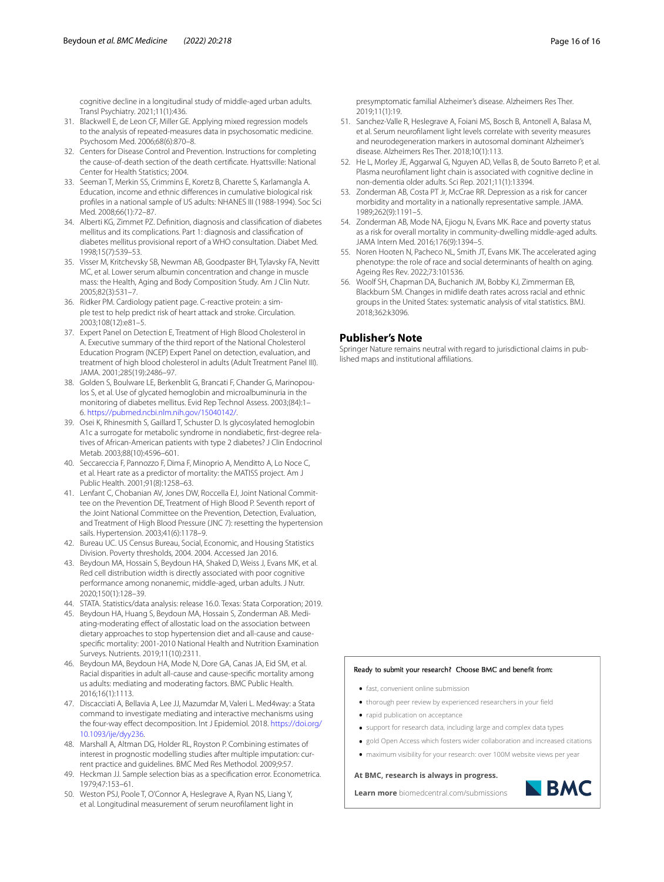cognitive decline in a longitudinal study of middle-aged urban adults. Transl Psychiatry. 2021;11(1):436.

31. Blackwell E, de Leon CF, Miller GE. Applying mixed regression models to the analysis of repeated-measures data in psychosomatic medicine. Psychosom Med. 2006;68(6):870–8.
32. Centers for Disease Control and Prevention. Instructions for completing the cause-of-death section of the death certificate. Hyattsville: National Center for Health Statistics; 2004.
33. Seeman T, Merkin SS, Crimmins E, Koretz B, Charette S, Karlamangla A. Education, income and ethnic differences in cumulative biological risk profiles in a national sample of US adults: NHANES III (1988-1994). Soc Sci Med. 2008;66(1):72–87.
34. Alberti KG, Zimmet PZ. Definition, diagnosis and classification of diabetes mellitus and its complications. Part 1: diagnosis and classification of diabetes mellitus provisional report of a WHO consultation. Diabet Med. 1998;15(7):539–53.
35. Visser M, Kritchevsky SB, Newman AB, Goodpaster BH, Tylavsky FA, Nevitt MC, et al. Lower serum albumin concentration and change in muscle mass: the Health, Aging and Body Composition Study. Am J Clin Nutr. 2005;82(3):531–7.
36. Ridker PM. Cardiology patient page. C-reactive protein: a simple test to help predict risk of heart attack and stroke. Circulation. 2003;108(12):e81–5.
37. Expert Panel on Detection E, Treatment of High Blood Cholesterol in A. Executive summary of the third report of the National Cholesterol Education Program (NCEP) Expert Panel on detection, evaluation, and treatment of high blood cholesterol in adults (Adult Treatment Panel III). JAMA. 2001;285(19):2486–97.
38. Golden S, Boulware LE, Berkenblit G, Brancati F, Chander G, Marinopoulos S, et al. Use of glycated hemoglobin and microalbuminuria in the monitoring of diabetes mellitus. Evid Rep Technol Assess. 2003;(84):1–6. https://pubmed.ncbi.nlm.nih.gov/15040142/.
39. Osei K, Rhinesmith S, Gaillard T, Schuster D. Is glycosylated hemoglobin A1c a surrogate for metabolic syndrome in nondiabetic, first-degree relatives of African-American patients with type 2 diabetes? J Clin Endocrinol Metab. 2003;88(10):4596–601.
40. Seccareccia F, Pannozzo F, Dima F, Minoprio A, Menditto A, Lo Noce C, et al. Heart rate as a predictor of mortality: the MATISS project. Am J Public Health. 2001;91(8):1258–63.
41. Lenfant C, Chobanian AV, Jones DW, Roccella EJ, Joint National Committee on the Prevention DE, Treatment of High Blood P. Seventh report of the Joint National Committee on the Prevention, Detection, Evaluation, and Treatment of High Blood Pressure (JNC 7): resetting the hypertension sails. Hypertension. 2003;41(6):1178–9.
42. Bureau UC. US Census Bureau, Social, Economic, and Housing Statistics Division. Poverty thresholds, 2004. 2004. Accessed Jan 2016.
43. Beydoun MA, Hossain S, Beydoun HA, Shaked D, Weiss J, Evans MK, et al. Red cell distribution width is directly associated with poor cognitive performance among nonanemic, middle-aged, urban adults. J Nutr. 2020;150(1):128–39.
44. STATA. Statistics/data analysis: release 16.0. Texas: Stata Corporation; 2019.
45. Beydoun HA, Huang S, Beydoun MA, Hossain S, Zonderman AB. Mediating-moderating effect of allostatic load on the association between dietary approaches to stop hypertension diet and all-cause and cause-specific mortality: 2001-2010 National Health and Nutrition Examination Surveys. Nutrients. 2019;11(10):2311.
46. Beydoun MA, Beydoun HA, Mode N, Dore GA, Canas JA, Eid SM, et al. Racial disparities in adult all-cause and cause-specific mortality among us adults: mediating and moderating factors. BMC Public Health. 2016;16(1):1113.
47. Discacciati A, Bellavia A, Lee JJ, Mazumdar M, Valeri L. Med4way: a Stata command to investigate mediating and interactive mechanisms using the four-way effect decomposition. Int J Epidemiol. 2018. https://doi.org/10.1093/ije/dyy236.
48. Marshall A, Altman DG, Holder RL, Royston P. Combining estimates of interest in prognostic modelling studies after multiple imputation: current practice and guidelines. BMC Med Res Methodol. 2009;9:57.
49. Heckman JJ. Sample selection bias as a specification error. Econometrica. 1979;47:153–61.
50. Weston PSJ, Poole T, O'Connor A, Heslegrave A, Ryan NS, Liang Y, et al. Longitudinal measurement of serum neurofilament light in presymptomatic familial Alzheimer's disease. Alzheimers Res Ther. 2019;11(1):19.
51. Sanchez-Valle R, Heslegrave A, Foiani MS, Bosch B, Antonell A, Balasa M, et al. Serum neurofilament light levels correlate with severity measures and neurodegeneration markers in autosomal dominant Alzheimer's disease. Alzheimers Res Ther. 2018;10(1):113.
52. He L, Morley JE, Aggarwal G, Nguyen AD, Vellas B, de Souto Barreto P, et al. Plasma neurofilament light chain is associated with cognitive decline in non-dementia older adults. Sci Rep. 2021;11(1):13394.
53. Zonderman AB, Costa PT Jr, McCrae RR. Depression as a risk for cancer morbidity and mortality in a nationally representative sample. JAMA. 1989;262(9):1191–5.
54. Zonderman AB, Mode NA, Ejiogu N, Evans MK. Race and poverty status as a risk for overall mortality in community-dwelling middle-aged adults. JAMA Intern Med. 2016;176(9):1394–5.
55. Noren Hooten N, Pacheco NL, Smith JT, Evans MK. The accelerated aging phenotype: the role of race and social determinants of health on aging. Ageing Res Rev. 2022;73:101536.
56. Woolf SH, Chapman DA, Buchanich JM, Bobby KJ, Zimmerman EB, Blackburn SM. Changes in midlife death rates across racial and ethnic groups in the United States: systematic analysis of vital statistics. BMJ. 2018;362:k3096.

## Publisher's Note

Springer Nature remains neutral with regard to jurisdictional claims in published maps and institutional affiliations.

Ready to submit your research? Choose BMC and benefit from:

- fast, convenient online submission
- thorough peer review by experienced researchers in your field
- rapid publication on acceptance
- support for research data, including large and complex data types
- gold Open Access which fosters wider collaboration and increased citations
- maximum visibility for your research: over 100M website views per year

**At BMC, research is always in progress.**

**Learn more** biomedcentral.com/submissions

BMC